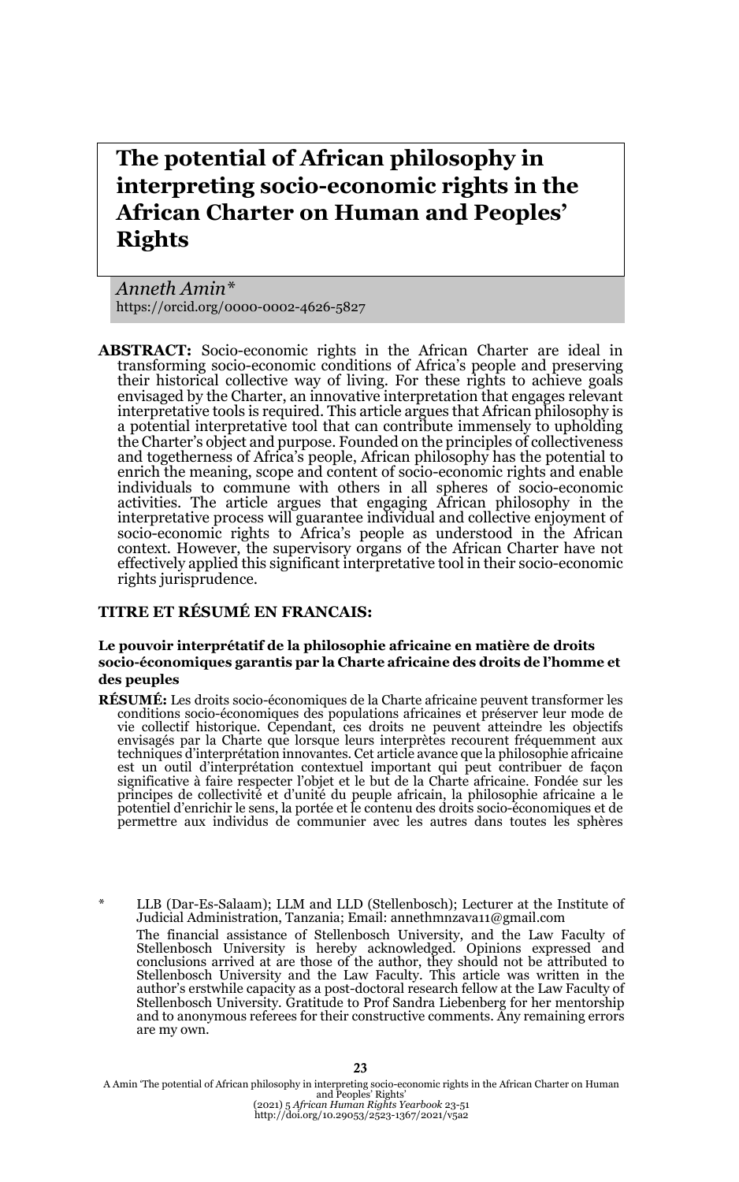# The potential of African philosophy in interpreting socio-economic rights in the African Charter on Human and Peoples' Rights

*Anneth Amin\**
https://orcid.org/0000-0002-4626-5827

**ABSTRACT:** Socio-economic rights in the African Charter are ideal in transforming socio-economic conditions of Africa's people and preserving their historical collective way of living. For these rights to achieve goals envisaged by the Charter, an innovative interpretation that engages relevant interpretative tools is required. This article argues that African philosophy is a potential interpretative tool that can contribute immensely to upholding the Charter's object and purpose. Founded on the principles of collectiveness and togetherness of Africa's people, African philosophy has the potential to enrich the meaning, scope and content of socio-economic rights and enable individuals to commune with others in all spheres of socio-economic activities. The article argues that engaging African philosophy in the interpretative process will guarantee individual and collective enjoyment of socio-economic rights to Africa's people as understood in the African context. However, the supervisory organs of the African Charter have not effectively applied this significant interpretative tool in their socio-economic rights jurisprudence.

**TITRE ET RÉSUMÉ EN FRANCAIS:**

**Le pouvoir interprétatif de la philosophie africaine en matière de droits socio-économiques garantis par la Charte africaine des droits de l'homme et des peuples**

**RÉSUMÉ:** Les droits socio-économiques de la Charte africaine peuvent transformer les conditions socio-économiques des populations africaines et préserver leur mode de vie collectif historique. Cependant, ces droits ne peuvent atteindre les objectifs envisagés par la Charte que lorsque leurs interprètes recourent fréquemment aux techniques d'interprétation innovantes. Cet article avance que la philosophie africaine est un outil d'interprétation contextuel important qui peut contribuer de façon significative à faire respecter l'objet et le but de la Charte africaine. Fondée sur les principes de collectivité et d'unité du peuple africain, la philosophie africaine a le potentiel d'enrichir le sens, la portée et le contenu des droits socio-économiques et de permettre aux individus de communier avec les autres dans toutes les sphères

\* LLB (Dar-Es-Salaam); LLM and LLD (Stellenbosch); Lecturer at the Institute of Judicial Administration, Tanzania; Email: annethmnzava11@gmail.com
The financial assistance of Stellenbosch University, and the Law Faculty of Stellenbosch University is hereby acknowledged. Opinions expressed and conclusions arrived at are those of the author, they should not be attributed to Stellenbosch University and the Law Faculty. This article was written in the author's erstwhile capacity as a post-doctoral research fellow at the Law Faculty of Stellenbosch University. Gratitude to Prof Sandra Liebenberg for her mentorship and to anonymous referees for their constructive comments. Any remaining errors are my own.

A Amin 'The potential of African philosophy in interpreting socio-economic rights in the African Charter on Human and Peoples' Rights' (2021) 5 *African Human Rights Yearbook* 23-51
http://doi.org/10.29053/2523-1367/2021/v5a2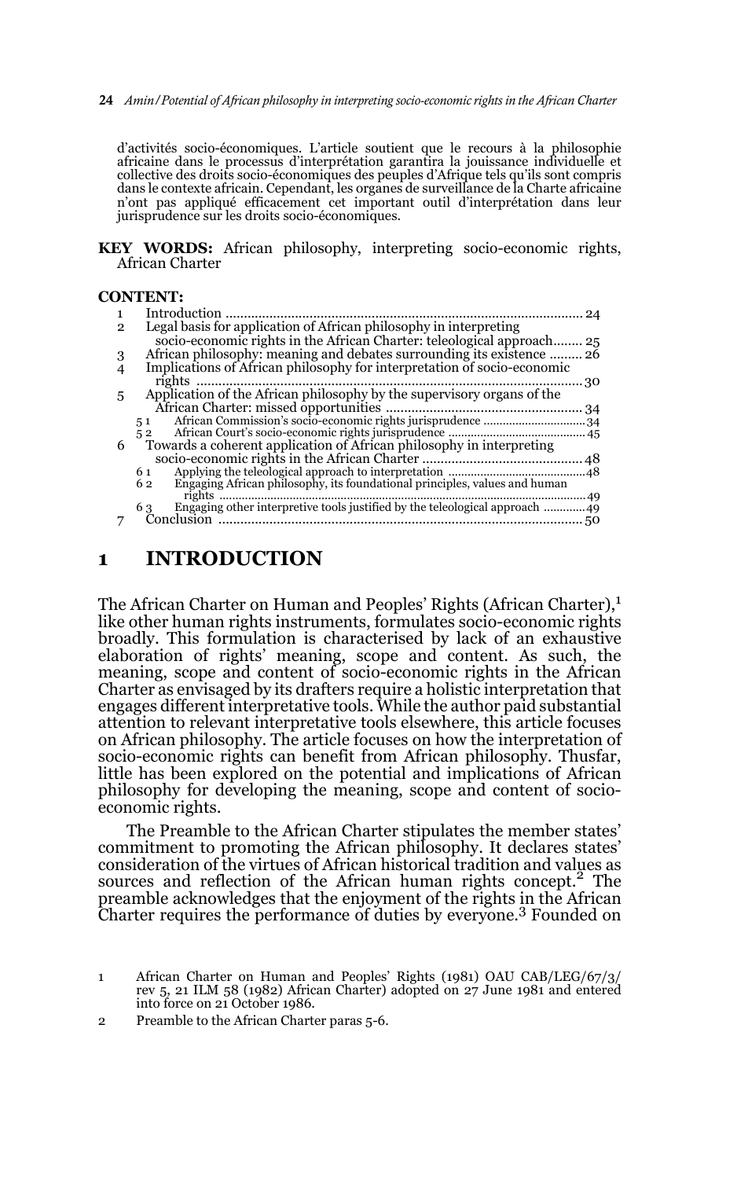d'activités socio-économiques. L'article soutient que le recours à la philosophie africaine dans le processus d'interprétation garantira la jouissance individuelle et collective des droits socio-économiques des peuples d'Afrique tels qu'ils sont compris dans le contexte africain. Cependant, les organes de surveillance de la Charte africaine n'ont pas appliqué efficacement cet important outil d'interprétation dans leur jurisprudence sur les droits socio-économiques.

**KEY WORDS:** African philosophy, interpreting socio-economic rights, African Charter

**CONTENT:**

1 Introduction ........................................................................................... 24
2 Legal basis for application of African philosophy in interpreting socio-economic rights in the African Charter: teleological approach........ 25
3 African philosophy: meaning and debates surrounding its existence ......... 26
4 Implications of African philosophy for interpretation of socio-economic rights ............................................................................................ 30
5 Application of the African philosophy by the supervisory organs of the African Charter: missed opportunities ................................................ 34
 5 1 African Commission's socio-economic rights jurisprudence .............................. 34
 5 2 African Court's socio-economic rights jurisprudence .......................................... 45
6 Towards a coherent application of African philosophy in interpreting socio-economic rights in the African Charter ........................................... 48
 6 1 Applying the teleological approach to interpretation .......................................... 48
 6 2 Engaging African philosophy, its foundational principles, values and human rights ................................................................................................ 49
 6 3 Engaging other interpretive tools justified by the teleological approach ............. 49
7 Conclusion ............................................................................................ 50

## 1 INTRODUCTION

The African Charter on Human and Peoples' Rights (African Charter),[1] like other human rights instruments, formulates socio-economic rights broadly. This formulation is characterised by lack of an exhaustive elaboration of rights' meaning, scope and content. As such, the meaning, scope and content of socio-economic rights in the African Charter as envisaged by its drafters require a holistic interpretation that engages different interpretative tools. While the author paid substantial attention to relevant interpretative tools elsewhere, this article focuses on African philosophy. The article focuses on how the interpretation of socio-economic rights can benefit from African philosophy. Thusfar, little has been explored on the potential and implications of African philosophy for developing the meaning, scope and content of socio-economic rights.

The Preamble to the African Charter stipulates the member states' commitment to promoting the African philosophy. It declares states' consideration of the virtues of African historical tradition and values as sources and reflection of the African human rights concept.[2] The preamble acknowledges that the enjoyment of the rights in the African Charter requires the performance of duties by everyone.[3] Founded on

1 African Charter on Human and Peoples' Rights (1981) OAU CAB/LEG/67/3/ rev 5, 21 ILM 58 (1982) African Charter) adopted on 27 June 1981 and entered into force on 21 October 1986.

2 Preamble to the African Charter paras 5-6.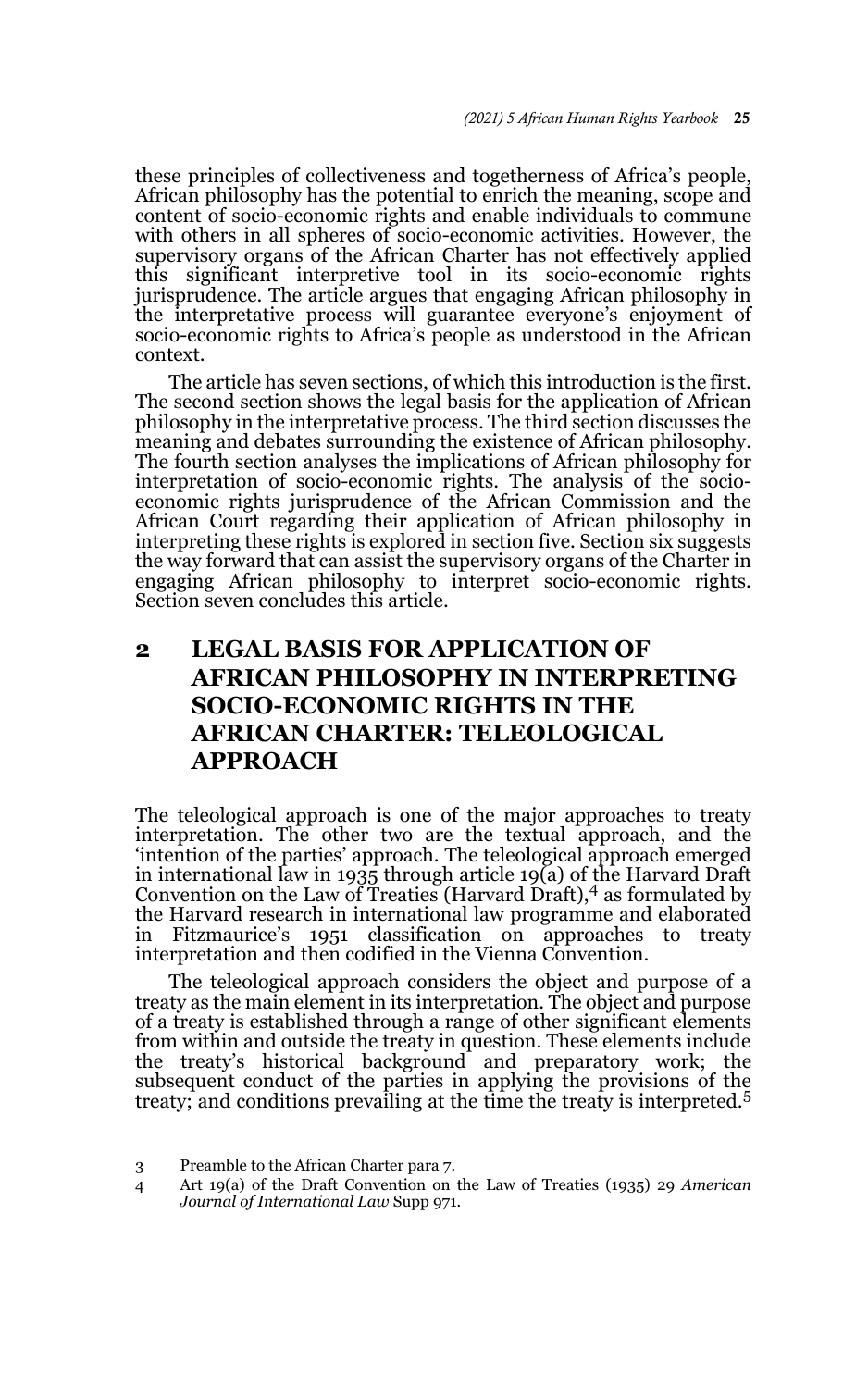these principles of collectiveness and togetherness of Africa's people, African philosophy has the potential to enrich the meaning, scope and content of socio-economic rights and enable individuals to commune with others in all spheres of socio-economic activities. However, the supervisory organs of the African Charter has not effectively applied this significant interpretive tool in its socio-economic rights jurisprudence. The article argues that engaging African philosophy in the interpretative process will guarantee everyone's enjoyment of socio-economic rights to Africa's people as understood in the African context.

The article has seven sections, of which this introduction is the first. The second section shows the legal basis for the application of African philosophy in the interpretative process. The third section discusses the meaning and debates surrounding the existence of African philosophy. The fourth section analyses the implications of African philosophy for interpretation of socio-economic rights. The analysis of the socio-economic rights jurisprudence of the African Commission and the African Court regarding their application of African philosophy in interpreting these rights is explored in section five. Section six suggests the way forward that can assist the supervisory organs of the Charter in engaging African philosophy to interpret socio-economic rights. Section seven concludes this article.

## 2 LEGAL BASIS FOR APPLICATION OF AFRICAN PHILOSOPHY IN INTERPRETING SOCIO-ECONOMIC RIGHTS IN THE AFRICAN CHARTER: TELEOLOGICAL APPROACH

The teleological approach is one of the major approaches to treaty interpretation. The other two are the textual approach, and the 'intention of the parties' approach. The teleological approach emerged in international law in 1935 through article 19(a) of the Harvard Draft Convention on the Law of Treaties (Harvard Draft),[4] as formulated by the Harvard research in international law programme and elaborated in Fitzmaurice's 1951 classification on approaches to treaty interpretation and then codified in the Vienna Convention.

The teleological approach considers the object and purpose of a treaty as the main element in its interpretation. The object and purpose of a treaty is established through a range of other significant elements from within and outside the treaty in question. These elements include the treaty's historical background and preparatory work; the subsequent conduct of the parties in applying the provisions of the treaty; and conditions prevailing at the time the treaty is interpreted.[5]

3 Preamble to the African Charter para 7.

4 Art 19(a) of the Draft Convention on the Law of Treaties (1935) 29 *American Journal of International Law* Supp 971.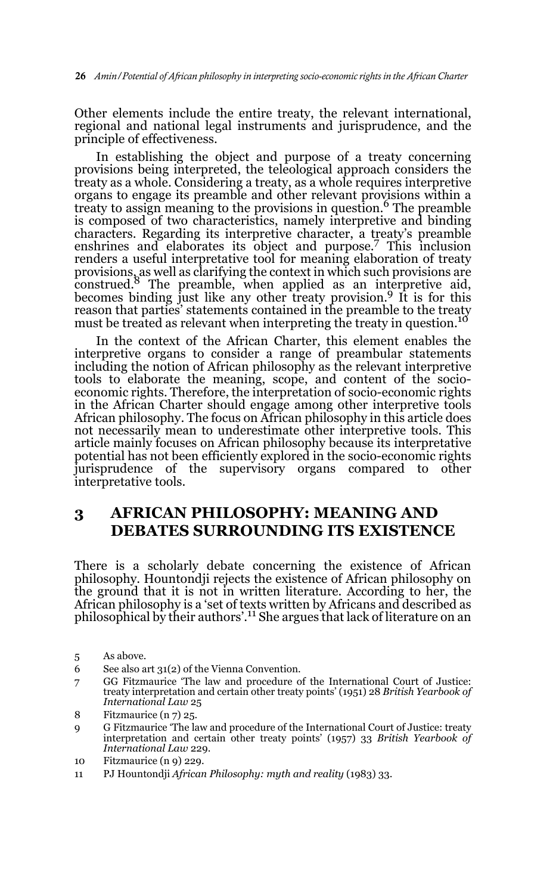Other elements include the entire treaty, the relevant international, regional and national legal instruments and jurisprudence, and the principle of effectiveness.

In establishing the object and purpose of a treaty concerning provisions being interpreted, the teleological approach considers the treaty as a whole. Considering a treaty, as a whole requires interpretive organs to engage its preamble and other relevant provisions within a treaty to assign meaning to the provisions in question.[6] The preamble is composed of two characteristics, namely interpretive and binding characters. Regarding its interpretive character, a treaty's preamble enshrines and elaborates its object and purpose.[7] This inclusion renders a useful interpretative tool for meaning elaboration of treaty provisions, as well as clarifying the context in which such provisions are construed.[8] The preamble, when applied as an interpretive aid, becomes binding just like any other treaty provision.[9] It is for this reason that parties' statements contained in the preamble to the treaty must be treated as relevant when interpreting the treaty in question.[10]

In the context of the African Charter, this element enables the interpretive organs to consider a range of preambular statements including the notion of African philosophy as the relevant interpretive tools to elaborate the meaning, scope, and content of the socio-economic rights. Therefore, the interpretation of socio-economic rights in the African Charter should engage among other interpretive tools African philosophy. The focus on African philosophy in this article does not necessarily mean to underestimate other interpretive tools. This article mainly focuses on African philosophy because its interpretative potential has not been efficiently explored in the socio-economic rights jurisprudence of the supervisory organs compared to other interpretative tools.

## 3 AFRICAN PHILOSOPHY: MEANING AND DEBATES SURROUNDING ITS EXISTENCE

There is a scholarly debate concerning the existence of African philosophy. Hountondji rejects the existence of African philosophy on the ground that it is not in written literature. According to her, the African philosophy is a 'set of texts written by Africans and described as philosophical by their authors'.[11] She argues that lack of literature on an

5 As above.

6 See also art 31(2) of the Vienna Convention.

7 GG Fitzmaurice 'The law and procedure of the International Court of Justice: treaty interpretation and certain other treaty points' (1951) 28 *British Yearbook of International Law* 25

8 Fitzmaurice (n 7) 25.

9 G Fitzmaurice 'The law and procedure of the International Court of Justice: treaty interpretation and certain other treaty points' (1957) 33 *British Yearbook of International Law* 229.

10 Fitzmaurice (n 9) 229.

11 PJ Hountondji *African Philosophy: myth and reality* (1983) 33.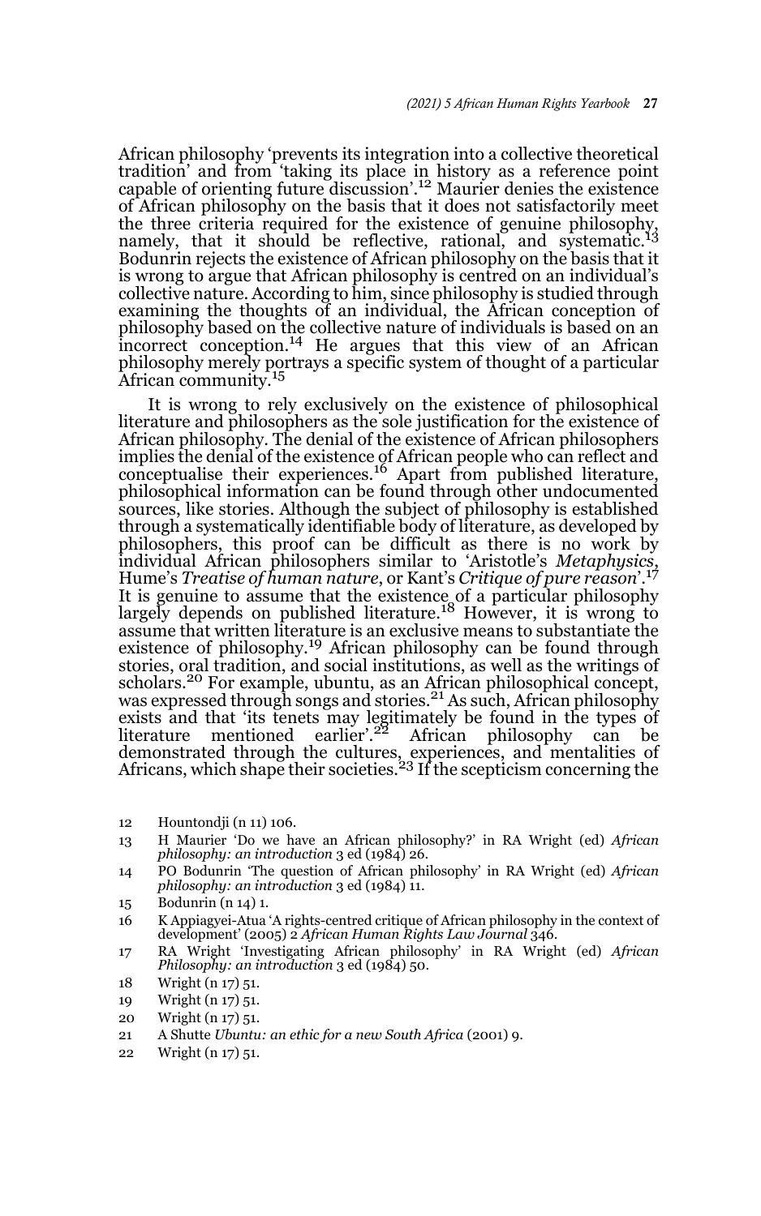African philosophy 'prevents its integration into a collective theoretical tradition' and from 'taking its place in history as a reference point capable of orienting future discussion'.[12] Maurier denies the existence of African philosophy on the basis that it does not satisfactorily meet the three criteria required for the existence of genuine philosophy, namely, that it should be reflective, rational, and systematic.[13] Bodunrin rejects the existence of African philosophy on the basis that it is wrong to argue that African philosophy is centred on an individual's collective nature. According to him, since philosophy is studied through examining the thoughts of an individual, the African conception of philosophy based on the collective nature of individuals is based on an incorrect conception.[14] He argues that this view of an African philosophy merely portrays a specific system of thought of a particular African community.[15]

It is wrong to rely exclusively on the existence of philosophical literature and philosophers as the sole justification for the existence of African philosophy. The denial of the existence of African philosophers implies the denial of the existence of African people who can reflect and conceptualise their experiences.[16] Apart from published literature, philosophical information can be found through other undocumented sources, like stories. Although the subject of philosophy is established through a systematically identifiable body of literature, as developed by philosophers, this proof can be difficult as there is no work by individual African philosophers similar to 'Aristotle's *Metaphysics*, Hume's *Treatise of human nature*, or Kant's *Critique of pure reason*'.[17] It is genuine to assume that the existence of a particular philosophy largely depends on published literature.[18] However, it is wrong to assume that written literature is an exclusive means to substantiate the existence of philosophy.[19] African philosophy can be found through stories, oral tradition, and social institutions, as well as the writings of scholars.[20] For example, ubuntu, as an African philosophical concept, was expressed through songs and stories.[21] As such, African philosophy exists and that 'its tenets may legitimately be found in the types of literature mentioned earlier'.[22] African philosophy can be demonstrated through the cultures, experiences, and mentalities of Africans, which shape their societies.[23] If the scepticism concerning the

12 Hountondji (n 11) 106.

13 H Maurier 'Do we have an African philosophy?' in RA Wright (ed) *African philosophy: an introduction* 3 ed (1984) 26.

14 PO Bodunrin 'The question of African philosophy' in RA Wright (ed) *African philosophy: an introduction* 3 ed (1984) 11.

15 Bodunrin (n 14) 1.

16 K Appiagyei-Atua 'A rights-centred critique of African philosophy in the context of development' (2005) 2 *African Human Rights Law Journal* 346.

17 RA Wright 'Investigating African philosophy' in RA Wright (ed) *African Philosophy: an introduction* 3 ed (1984) 50.

18 Wright (n 17) 51.

19 Wright (n 17) 51.

20 Wright (n 17) 51.

21 A Shutte *Ubuntu: an ethic for a new South Africa* (2001) 9.

22 Wright (n 17) 51.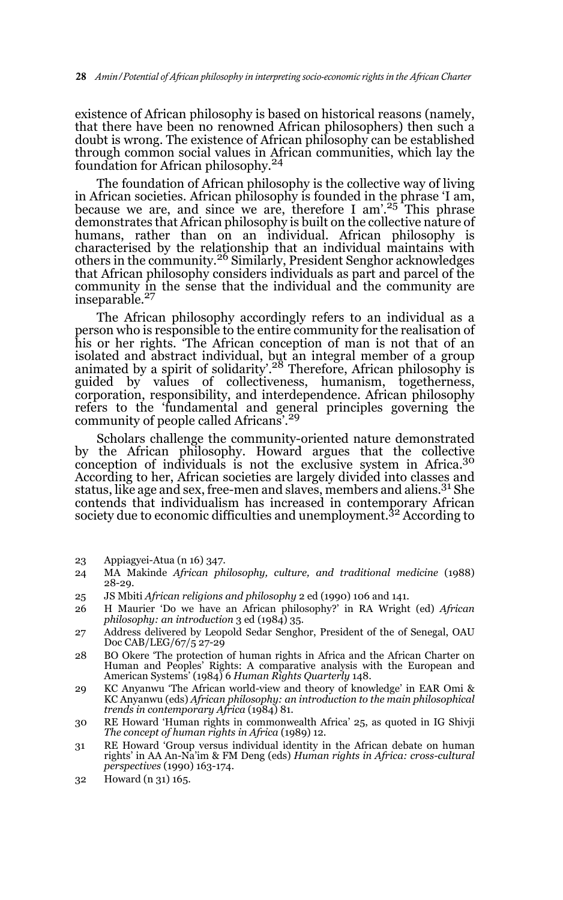existence of African philosophy is based on historical reasons (namely, that there have been no renowned African philosophers) then such a doubt is wrong. The existence of African philosophy can be established through common social values in African communities, which lay the foundation for African philosophy.[24]

The foundation of African philosophy is the collective way of living in African societies. African philosophy is founded in the phrase 'I am, because we are, and since we are, therefore I am'.[25] This phrase demonstrates that African philosophy is built on the collective nature of humans, rather than on an individual. African philosophy is characterised by the relationship that an individual maintains with others in the community.[26] Similarly, President Senghor acknowledges that African philosophy considers individuals as part and parcel of the community in the sense that the individual and the community are inseparable.[27]

The African philosophy accordingly refers to an individual as a person who is responsible to the entire community for the realisation of his or her rights. 'The African conception of man is not that of an isolated and abstract individual, but an integral member of a group animated by a spirit of solidarity'.[28] Therefore, African philosophy is guided by values of collectiveness, humanism, togetherness, corporation, responsibility, and interdependence. African philosophy refers to the 'fundamental and general principles governing the community of people called Africans'.[29]

Scholars challenge the community-oriented nature demonstrated by the African philosophy. Howard argues that the collective conception of individuals is not the exclusive system in Africa.[30] According to her, African societies are largely divided into classes and status, like age and sex, free-men and slaves, members and aliens.[31] She contends that individualism has increased in contemporary African society due to economic difficulties and unemployment.[32] According to

23 Appiagyei-Atua (n 16) 347.

24 MA Makinde *African philosophy, culture, and traditional medicine* (1988) 28-29.

25 JS Mbiti *African religions and philosophy* 2 ed (1990) 106 and 141.

26 H Maurier 'Do we have an African philosophy?' in RA Wright (ed) *African philosophy: an introduction* 3 ed (1984) 35.

27 Address delivered by Leopold Sedar Senghor, President of the of Senegal, OAU Doc CAB/LEG/67/5 27-29

28 BO Okere 'The protection of human rights in Africa and the African Charter on Human and Peoples' Rights: A comparative analysis with the European and American Systems' (1984) 6 *Human Rights Quarterly* 148.

29 KC Anyanwu 'The African world-view and theory of knowledge' in EAR Omi & KC Anyanwu (eds) *African philosophy: an introduction to the main philosophical trends in contemporary Africa* (1984) 81.

30 RE Howard 'Human rights in commonwealth Africa' 25, as quoted in IG Shivji *The concept of human rights in Africa* (1989) 12.

31 RE Howard 'Group versus individual identity in the African debate on human rights' in AA An-Na'im & FM Deng (eds) *Human rights in Africa: cross-cultural perspectives* (1990) 163-174.

32 Howard (n 31) 165.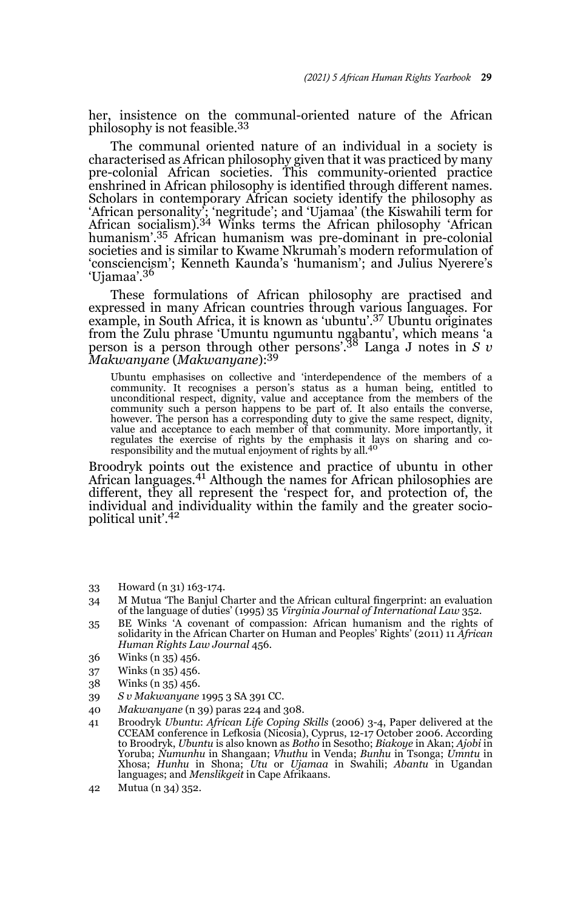her, insistence on the communal-oriented nature of the African philosophy is not feasible.[33]

The communal oriented nature of an individual in a society is characterised as African philosophy given that it was practiced by many pre-colonial African societies. This community-oriented practice enshrined in African philosophy is identified through different names. Scholars in contemporary African society identify the philosophy as 'African personality'; 'negritude'; and 'Ujamaa' (the Kiswahili term for African socialism).[34] Winks terms the African philosophy 'African humanism'.[35] African humanism was pre-dominant in pre-colonial societies and is similar to Kwame Nkrumah's modern reformulation of 'consciencism'; Kenneth Kaunda's 'humanism'; and Julius Nyerere's 'Ujamaa'.[36]

These formulations of African philosophy are practised and expressed in many African countries through various languages. For example, in South Africa, it is known as 'ubuntu'.[37] Ubuntu originates from the Zulu phrase 'Umuntu ngumuntu ngabantu', which means 'a person is a person through other persons'.[38] Langa J notes in *S v Makwanyane* (*Makwanyane*):[39]

> Ubuntu emphasises on collective and 'interdependence of the members of a community. It recognises a person's status as a human being, entitled to unconditional respect, dignity, value and acceptance from the members of the community such a person happens to be part of. It also entails the converse, however. The person has a corresponding duty to give the same respect, dignity, value and acceptance to each member of that community. More importantly, it regulates the exercise of rights by the emphasis it lays on sharing and co-responsibility and the mutual enjoyment of rights by all.[40]

Broodryk points out the existence and practice of ubuntu in other African languages.[41] Although the names for African philosophies are different, they all represent the 'respect for, and protection of, the individual and individuality within the family and the greater socio-political unit'.[42]

---

33 Howard (n 31) 163-174.

34 M Mutua 'The Banjul Charter and the African cultural fingerprint: an evaluation of the language of duties' (1995) 35 *Virginia Journal of International Law* 352.

35 BE Winks 'A covenant of compassion: African humanism and the rights of solidarity in the African Charter on Human and Peoples' Rights' (2011) 11 *African Human Rights Law Journal* 456.

36 Winks (n 35) 456.

37 Winks (n 35) 456.

38 Winks (n 35) 456.

39 *S v Makwanyane* 1995 3 SA 391 CC.

40 *Makwanyane* (n 39) paras 224 and 308.

41 Broodryk *Ubuntu*: *African Life Coping Skills* (2006) 3-4, Paper delivered at the CCEAM conference in Lefkosia (Nicosia), Cyprus, 12-17 October 2006. According to Broodryk, *Ubuntu* is also known as *Botho* in Sesotho; *Biakoye* in Akan; *Ajobi* in Yoruba; *Numunhu* in Shangaan; *Vhuthu* in Venda; *Bunhu* in Tsonga; *Umntu* in Xhosa; *Hunhu* in Shona; *Utu* or *Ujamaa* in Swahili; *Abantu* in Ugandan languages; and *Menslikgeit* in Cape Afrikaans.

42 Mutua (n 34) 352.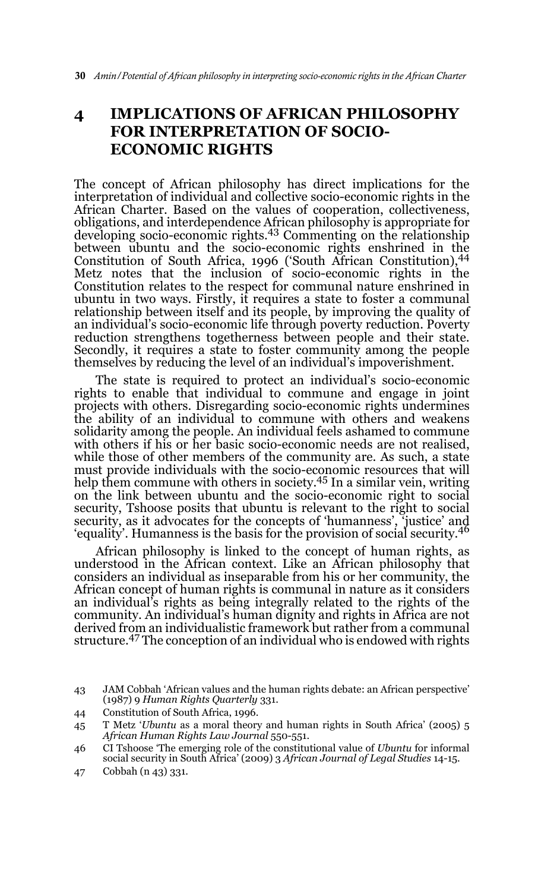## 4 IMPLICATIONS OF AFRICAN PHILOSOPHY FOR INTERPRETATION OF SOCIO-ECONOMIC RIGHTS

The concept of African philosophy has direct implications for the interpretation of individual and collective socio-economic rights in the African Charter. Based on the values of cooperation, collectiveness, obligations, and interdependence African philosophy is appropriate for developing socio-economic rights.[43] Commenting on the relationship between ubuntu and the socio-economic rights enshrined in the Constitution of South Africa, 1996 ('South African Constitution),[44] Metz notes that the inclusion of socio-economic rights in the Constitution relates to the respect for communal nature enshrined in ubuntu in two ways. Firstly, it requires a state to foster a communal relationship between itself and its people, by improving the quality of an individual's socio-economic life through poverty reduction. Poverty reduction strengthens togetherness between people and their state. Secondly, it requires a state to foster community among the people themselves by reducing the level of an individual's impoverishment.

The state is required to protect an individual's socio-economic rights to enable that individual to commune and engage in joint projects with others. Disregarding socio-economic rights undermines the ability of an individual to commune with others and weakens solidarity among the people. An individual feels ashamed to commune with others if his or her basic socio-economic needs are not realised, while those of other members of the community are. As such, a state must provide individuals with the socio-economic resources that will help them commune with others in society.[45] In a similar vein, writing on the link between ubuntu and the socio-economic right to social security, Tshoose posits that ubuntu is relevant to the right to social security, as it advocates for the concepts of 'humanness', 'justice' and 'equality'. Humanness is the basis for the provision of social security.[46]

African philosophy is linked to the concept of human rights, as understood in the African context. Like an African philosophy that considers an individual as inseparable from his or her community, the African concept of human rights is communal in nature as it considers an individual's rights as being integrally related to the rights of the community. An individual's human dignity and rights in Africa are not derived from an individualistic framework but rather from a communal structure.[47] The conception of an individual who is endowed with rights

---

43 JAM Cobbah 'African values and the human rights debate: an African perspective' (1987) 9 *Human Rights Quarterly* 331.

44 Constitution of South Africa, 1996.

45 T Metz '*Ubuntu* as a moral theory and human rights in South Africa' (2005) 5 *African Human Rights Law Journal* 550-551.

46 CI Tshoose 'The emerging role of the constitutional value of *Ubuntu* for informal social security in South Africa' (2009) 3 *African Journal of Legal Studies* 14-15.

47 Cobbah (n 43) 331.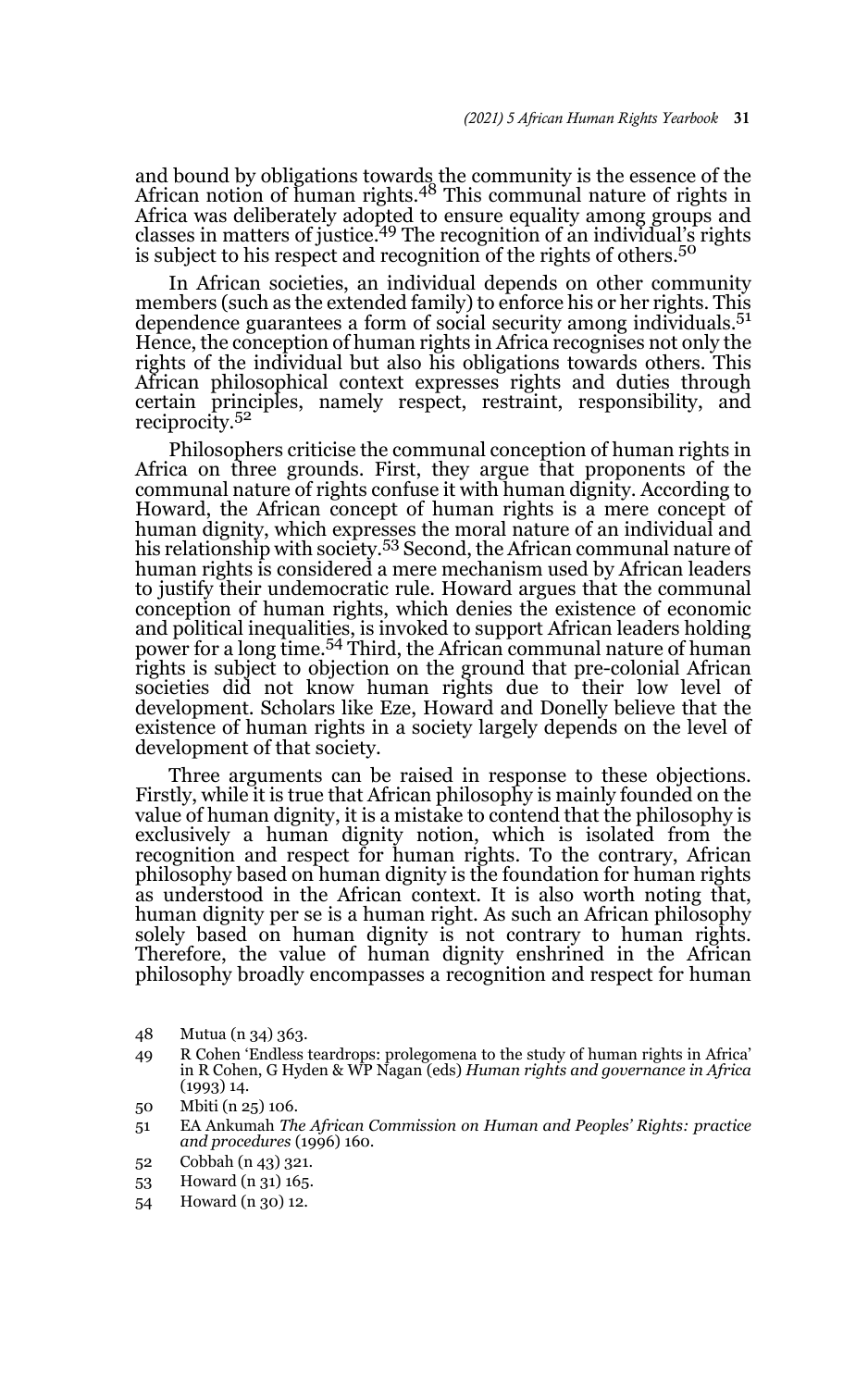and bound by obligations towards the community is the essence of the African notion of human rights.[48] This communal nature of rights in Africa was deliberately adopted to ensure equality among groups and classes in matters of justice.[49] The recognition of an individual's rights is subject to his respect and recognition of the rights of others.[50]

In African societies, an individual depends on other community members (such as the extended family) to enforce his or her rights. This dependence guarantees a form of social security among individuals.[51] Hence, the conception of human rights in Africa recognises not only the rights of the individual but also his obligations towards others. This African philosophical context expresses rights and duties through certain principles, namely respect, restraint, responsibility, and reciprocity.[52]

Philosophers criticise the communal conception of human rights in Africa on three grounds. First, they argue that proponents of the communal nature of rights confuse it with human dignity. According to Howard, the African concept of human rights is a mere concept of human dignity, which expresses the moral nature of an individual and his relationship with society.[53] Second, the African communal nature of human rights is considered a mere mechanism used by African leaders to justify their undemocratic rule. Howard argues that the communal conception of human rights, which denies the existence of economic and political inequalities, is invoked to support African leaders holding power for a long time.[54] Third, the African communal nature of human rights is subject to objection on the ground that pre-colonial African societies did not know human rights due to their low level of development. Scholars like Eze, Howard and Donelly believe that the existence of human rights in a society largely depends on the level of development of that society.

Three arguments can be raised in response to these objections. Firstly, while it is true that African philosophy is mainly founded on the value of human dignity, it is a mistake to contend that the philosophy is exclusively a human dignity notion, which is isolated from the recognition and respect for human rights. To the contrary, African philosophy based on human dignity is the foundation for human rights as understood in the African context. It is also worth noting that, human dignity per se is a human right. As such an African philosophy solely based on human dignity is not contrary to human rights. Therefore, the value of human dignity enshrined in the African philosophy broadly encompasses a recognition and respect for human

48 Mutua (n 34) 363.

49 R Cohen 'Endless teardrops: prolegomena to the study of human rights in Africa' in R Cohen, G Hyden & WP Nagan (eds) *Human rights and governance in Africa* (1993) 14.

50 Mbiti (n 25) 106.

51 EA Ankumah *The African Commission on Human and Peoples' Rights: practice and procedures* (1996) 160.

52 Cobbah (n 43) 321.

53 Howard (n 31) 165.

54 Howard (n 30) 12.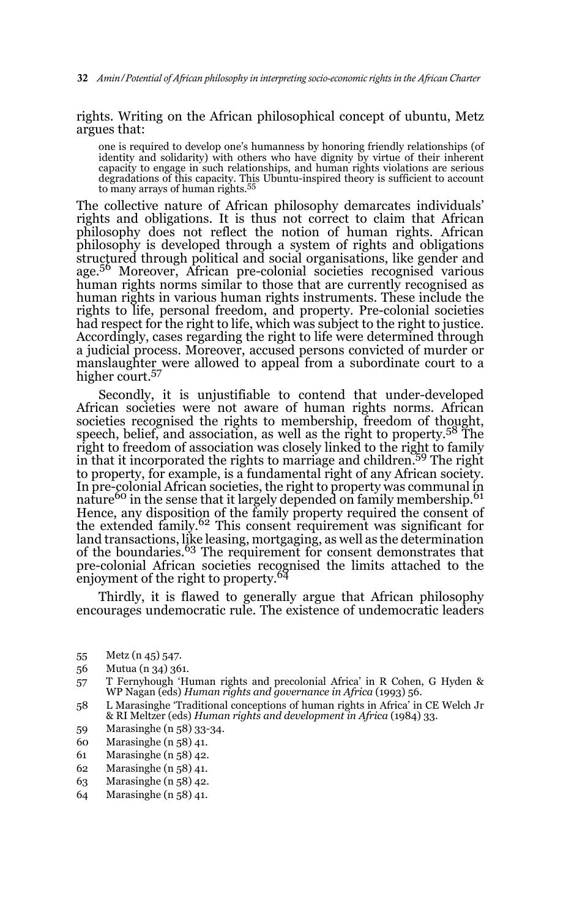rights. Writing on the African philosophical concept of ubuntu, Metz argues that:

> one is required to develop one's humanness by honoring friendly relationships (of identity and solidarity) with others who have dignity by virtue of their inherent capacity to engage in such relationships, and human rights violations are serious degradations of this capacity. This Ubuntu-inspired theory is sufficient to account to many arrays of human rights.[55]

The collective nature of African philosophy demarcates individuals' rights and obligations. It is thus not correct to claim that African philosophy does not reflect the notion of human rights. African philosophy is developed through a system of rights and obligations structured through political and social organisations, like gender and age.[56] Moreover, African pre-colonial societies recognised various human rights norms similar to those that are currently recognised as human rights in various human rights instruments. These include the rights to life, personal freedom, and property. Pre-colonial societies had respect for the right to life, which was subject to the right to justice. Accordingly, cases regarding the right to life were determined through a judicial process. Moreover, accused persons convicted of murder or manslaughter were allowed to appeal from a subordinate court to a higher court.[57]

Secondly, it is unjustifiable to contend that under-developed African societies were not aware of human rights norms. African societies recognised the rights to membership, freedom of thought, speech, belief, and association, as well as the right to property.[58] The right to freedom of association was closely linked to the right to family in that it incorporated the rights to marriage and children.[59] The right to property, for example, is a fundamental right of any African society. In pre-colonial African societies, the right to property was communal in nature[60] in the sense that it largely depended on family membership.[61] Hence, any disposition of the family property required the consent of the extended family.[62] This consent requirement was significant for land transactions, like leasing, mortgaging, as well as the determination of the boundaries.[63] The requirement for consent demonstrates that pre-colonial African societies recognised the limits attached to the enjoyment of the right to property.[64]

Thirdly, it is flawed to generally argue that African philosophy encourages undemocratic rule. The existence of undemocratic leaders

55 Metz (n 45) 547.

56 Mutua (n 34) 361.

57 T Fernyhough 'Human rights and precolonial Africa' in R Cohen, G Hyden & WP Nagan (eds) *Human rights and governance in Africa* (1993) 56.

58 L Marasinghe 'Traditional conceptions of human rights in Africa' in CE Welch Jr & RI Meltzer (eds) *Human rights and development in Africa* (1984) 33.

59 Marasinghe (n 58) 33-34.

60 Marasinghe (n 58) 41.

61 Marasinghe (n 58) 42.

62 Marasinghe (n 58) 41.

63 Marasinghe (n 58) 42.

64 Marasinghe (n 58) 41.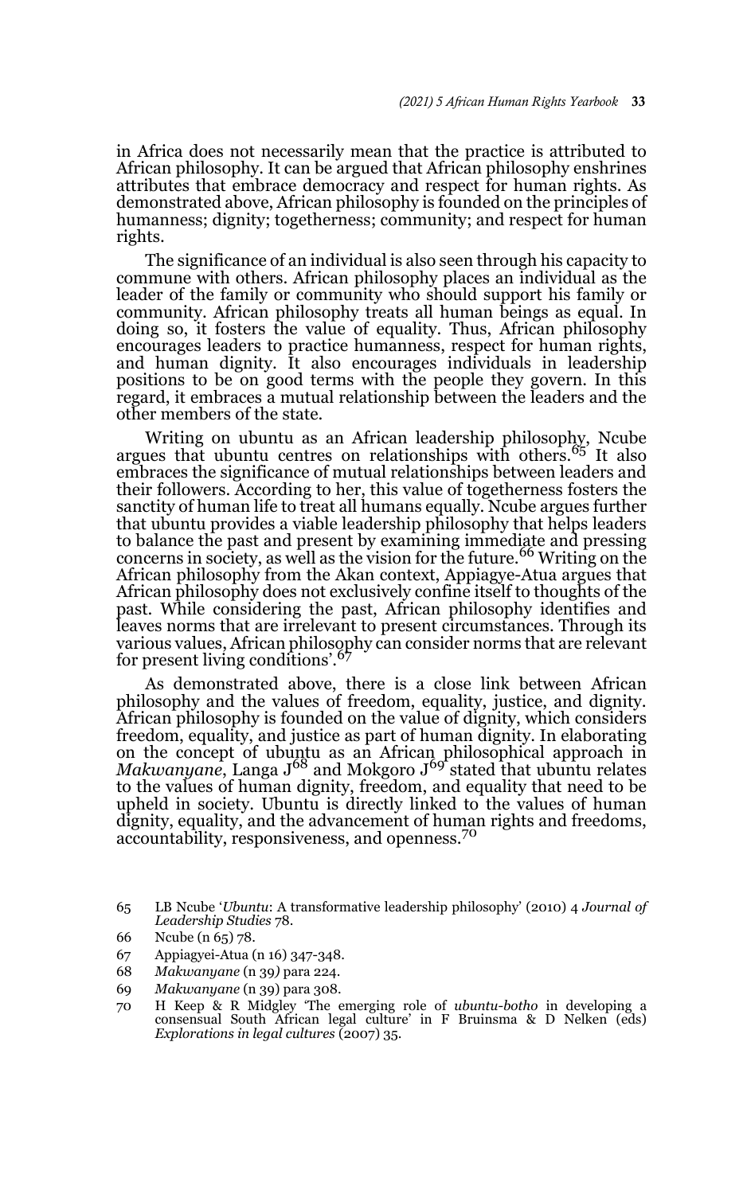in Africa does not necessarily mean that the practice is attributed to African philosophy. It can be argued that African philosophy enshrines attributes that embrace democracy and respect for human rights. As demonstrated above, African philosophy is founded on the principles of humanness; dignity; togetherness; community; and respect for human rights.

The significance of an individual is also seen through his capacity to commune with others. African philosophy places an individual as the leader of the family or community who should support his family or community. African philosophy treats all human beings as equal. In doing so, it fosters the value of equality. Thus, African philosophy encourages leaders to practice humanness, respect for human rights, and human dignity. It also encourages individuals in leadership positions to be on good terms with the people they govern. In this regard, it embraces a mutual relationship between the leaders and the other members of the state.

Writing on ubuntu as an African leadership philosophy, Ncube argues that ubuntu centres on relationships with others.[65] It also embraces the significance of mutual relationships between leaders and their followers. According to her, this value of togetherness fosters the sanctity of human life to treat all humans equally. Ncube argues further that ubuntu provides a viable leadership philosophy that helps leaders to balance the past and present by examining immediate and pressing concerns in society, as well as the vision for the future.[66] Writing on the African philosophy from the Akan context, Appiagye-Atua argues that African philosophy does not exclusively confine itself to thoughts of the past. While considering the past, African philosophy identifies and leaves norms that are irrelevant to present circumstances. Through its various values, African philosophy can consider norms that are relevant for present living conditions'.[67]

As demonstrated above, there is a close link between African philosophy and the values of freedom, equality, justice, and dignity. African philosophy is founded on the value of dignity, which considers freedom, equality, and justice as part of human dignity. In elaborating on the concept of ubuntu as an African philosophical approach in *Makwanyane*, Langa J[68] and Mokgoro J[69] stated that ubuntu relates to the values of human dignity, freedom, and equality that need to be upheld in society. Ubuntu is directly linked to the values of human dignity, equality, and the advancement of human rights and freedoms, accountability, responsiveness, and openness.[70]

---

65 LB Ncube '*Ubuntu*: A transformative leadership philosophy' (2010) 4 *Journal of Leadership Studies* 78.

66 Ncube (n 65) 78.

67 Appiagyei-Atua (n 16) 347-348.

68 *Makwanyane* (n 39) para 224.

69 *Makwanyane* (n 39) para 308.

70 H Keep & R Midgley 'The emerging role of *ubuntu-botho* in developing a consensual South African legal culture' in F Bruinsma & D Nelken (eds) *Explorations in legal cultures* (2007) 35.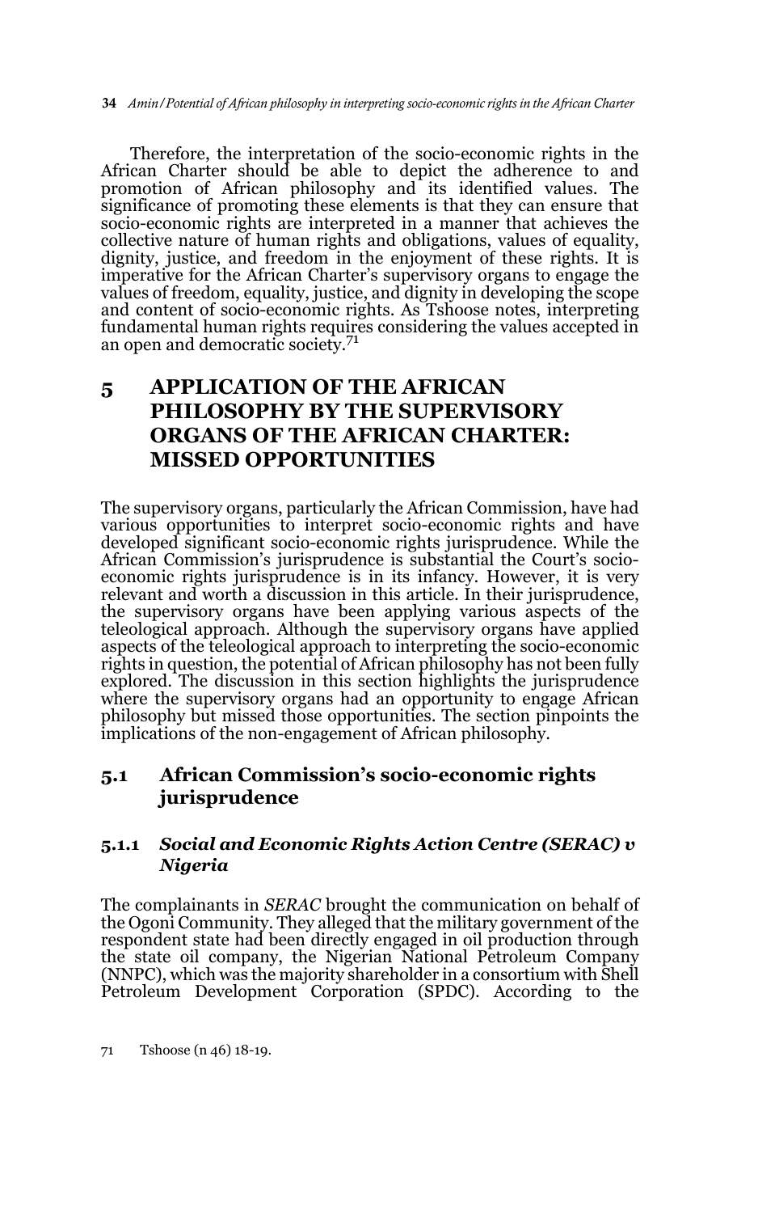Therefore, the interpretation of the socio-economic rights in the African Charter should be able to depict the adherence to and promotion of African philosophy and its identified values. The significance of promoting these elements is that they can ensure that socio-economic rights are interpreted in a manner that achieves the collective nature of human rights and obligations, values of equality, dignity, justice, and freedom in the enjoyment of these rights. It is imperative for the African Charter's supervisory organs to engage the values of freedom, equality, justice, and dignity in developing the scope and content of socio-economic rights. As Tshoose notes, interpreting fundamental human rights requires considering the values accepted in an open and democratic society.[71]

# 5 APPLICATION OF THE AFRICAN PHILOSOPHY BY THE SUPERVISORY ORGANS OF THE AFRICAN CHARTER: MISSED OPPORTUNITIES

The supervisory organs, particularly the African Commission, have had various opportunities to interpret socio-economic rights and have developed significant socio-economic rights jurisprudence. While the African Commission's jurisprudence is substantial the Court's socio-economic rights jurisprudence is in its infancy. However, it is very relevant and worth a discussion in this article. In their jurisprudence, the supervisory organs have been applying various aspects of the teleological approach. Although the supervisory organs have applied aspects of the teleological approach to interpreting the socio-economic rights in question, the potential of African philosophy has not been fully explored. The discussion in this section highlights the jurisprudence where the supervisory organs had an opportunity to engage African philosophy but missed those opportunities. The section pinpoints the implications of the non-engagement of African philosophy.

## 5.1 African Commission's socio-economic rights jurisprudence

### 5.1.1 *Social and Economic Rights Action Centre (SERAC) v Nigeria*

The complainants in *SERAC* brought the communication on behalf of the Ogoni Community. They alleged that the military government of the respondent state had been directly engaged in oil production through the state oil company, the Nigerian National Petroleum Company (NNPC), which was the majority shareholder in a consortium with Shell Petroleum Development Corporation (SPDC). According to the

71 Tshoose (n 46) 18-19.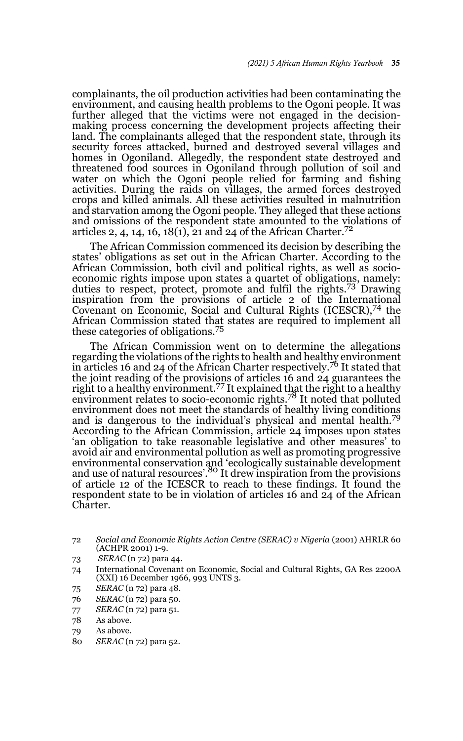complainants, the oil production activities had been contaminating the environment, and causing health problems to the Ogoni people. It was further alleged that the victims were not engaged in the decision-making process concerning the development projects affecting their land. The complainants alleged that the respondent state, through its security forces attacked, burned and destroyed several villages and homes in Ogoniland. Allegedly, the respondent state destroyed and threatened food sources in Ogoniland through pollution of soil and water on which the Ogoni people relied for farming and fishing activities. During the raids on villages, the armed forces destroyed crops and killed animals. All these activities resulted in malnutrition and starvation among the Ogoni people. They alleged that these actions and omissions of the respondent state amounted to the violations of articles 2, 4, 14, 16, 18(1), 21 and 24 of the African Charter.[72]

The African Commission commenced its decision by describing the states' obligations as set out in the African Charter. According to the African Commission, both civil and political rights, as well as socio-economic rights impose upon states a quartet of obligations, namely: duties to respect, protect, promote and fulfil the rights.[73] Drawing inspiration from the provisions of article 2 of the International Covenant on Economic, Social and Cultural Rights (ICESCR),[74] the African Commission stated that states are required to implement all these categories of obligations.[75]

The African Commission went on to determine the allegations regarding the violations of the rights to health and healthy environment in articles 16 and 24 of the African Charter respectively.[76] It stated that the joint reading of the provisions of articles 16 and 24 guarantees the right to a healthy environment.[77] It explained that the right to a healthy environment relates to socio-economic rights.[78] It noted that polluted environment does not meet the standards of healthy living conditions and is dangerous to the individual's physical and mental health.[79] According to the African Commission, article 24 imposes upon states 'an obligation to take reasonable legislative and other measures' to avoid air and environmental pollution as well as promoting progressive environmental conservation and 'ecologically sustainable development and use of natural resources'.[80] It drew inspiration from the provisions of article 12 of the ICESCR to reach to these findings. It found the respondent state to be in violation of articles 16 and 24 of the African Charter.

72 *Social and Economic Rights Action Centre (SERAC) v Nigeria* (2001) AHRLR 60 (ACHPR 2001) 1-9.

73 *SERAC* (n 72) para 44.

74 International Covenant on Economic, Social and Cultural Rights, GA Res 2200A (XXI) 16 December 1966, 993 UNTS 3.

75 *SERAC* (n 72) para 48.

76 *SERAC* (n 72) para 50.

77 *SERAC* (n 72) para 51.

78 As above.

79 As above.

80 *SERAC* (n 72) para 52.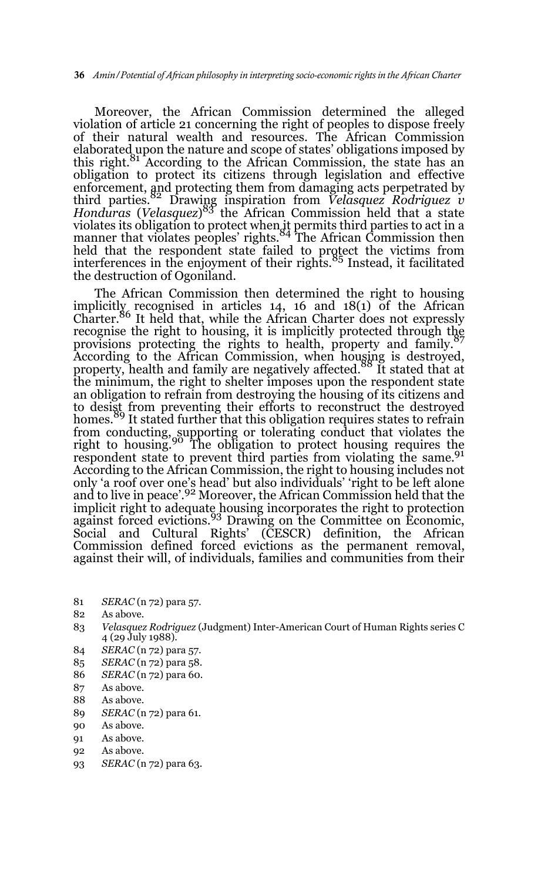Moreover, the African Commission determined the alleged violation of article 21 concerning the right of peoples to dispose freely of their natural wealth and resources. The African Commission elaborated upon the nature and scope of states' obligations imposed by this right.[81] According to the African Commission, the state has an obligation to protect its citizens through legislation and effective enforcement, and protecting them from damaging acts perpetrated by third parties.[82] Drawing inspiration from *Velasquez Rodriguez v Honduras* (*Velasquez*)[83] the African Commission held that a state violates its obligation to protect when it permits third parties to act in a manner that violates peoples' rights.[84] The African Commission then held that the respondent state failed to protect the victims from interferences in the enjoyment of their rights.[85] Instead, it facilitated the destruction of Ogoniland.

The African Commission then determined the right to housing implicitly recognised in articles 14, 16 and 18(1) of the African Charter.[86] It held that, while the African Charter does not expressly recognise the right to housing, it is implicitly protected through the provisions protecting the rights to health, property and family.[87] According to the African Commission, when housing is destroyed, property, health and family are negatively affected.[88] It stated that at the minimum, the right to shelter imposes upon the respondent state an obligation to refrain from destroying the housing of its citizens and to desist from preventing their efforts to reconstruct the destroyed homes.[89] It stated further that this obligation requires states to refrain from conducting, supporting or tolerating conduct that violates the right to housing.[90] The obligation to protect housing requires the respondent state to prevent third parties from violating the same.[91] According to the African Commission, the right to housing includes not only 'a roof over one's head' but also individuals' 'right to be left alone and to live in peace'.[92] Moreover, the African Commission held that the implicit right to adequate housing incorporates the right to protection against forced evictions.[93] Drawing on the Committee on Economic, Social and Cultural Rights' (CESCR) definition, the African Commission defined forced evictions as the permanent removal, against their will, of individuals, families and communities from their

81 *SERAC* (n 72) para 57.

82 As above.

83 *Velasquez Rodriguez* (Judgment) Inter-American Court of Human Rights series C 4 (29 July 1988).

84 *SERAC* (n 72) para 57.

85 *SERAC* (n 72) para 58.

86 *SERAC* (n 72) para 60.

87 As above.

88 As above.

89 *SERAC* (n 72) para 61.

90 As above.

91 As above.

92 As above.

93 *SERAC* (n 72) para 63.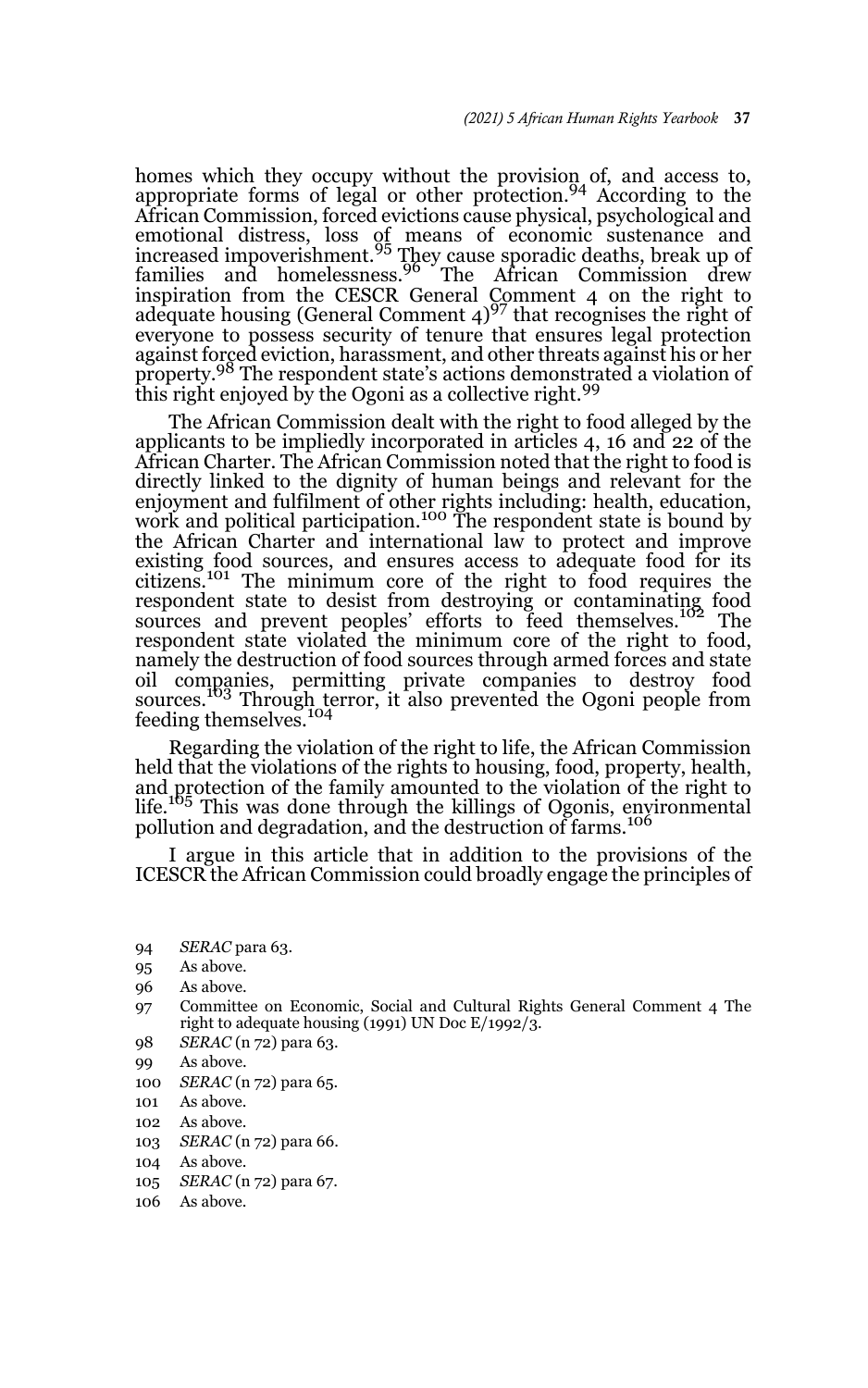homes which they occupy without the provision of, and access to, appropriate forms of legal or other protection.[94] According to the African Commission, forced evictions cause physical, psychological and emotional distress, loss of means of economic sustenance and increased impoverishment.[95] They cause sporadic deaths, break up of families and homelessness.[96] The African Commission drew inspiration from the CESCR General Comment 4 on the right to adequate housing (General Comment 4)[97] that recognises the right of everyone to possess security of tenure that ensures legal protection against forced eviction, harassment, and other threats against his or her property.[98] The respondent state's actions demonstrated a violation of this right enjoyed by the Ogoni as a collective right.[99]

The African Commission dealt with the right to food alleged by the applicants to be impliedly incorporated in articles 4, 16 and 22 of the African Charter. The African Commission noted that the right to food is directly linked to the dignity of human beings and relevant for the enjoyment and fulfilment of other rights including: health, education, work and political participation.[100] The respondent state is bound by the African Charter and international law to protect and improve existing food sources, and ensures access to adequate food for its citizens.[101] The minimum core of the right to food requires the respondent state to desist from destroying or contaminating food sources and prevent peoples' efforts to feed themselves.[102] The respondent state violated the minimum core of the right to food, namely the destruction of food sources through armed forces and state oil companies, permitting private companies to destroy food sources.[103] Through terror, it also prevented the Ogoni people from feeding themselves.[104]

Regarding the violation of the right to life, the African Commission held that the violations of the rights to housing, food, property, health, and protection of the family amounted to the violation of the right to life.[105] This was done through the killings of Ogonis, environmental pollution and degradation, and the destruction of farms.[106]

I argue in this article that in addition to the provisions of the ICESCR the African Commission could broadly engage the principles of

94 *SERAC* para 63.

95 As above.

96 As above.

97 Committee on Economic, Social and Cultural Rights General Comment 4 The right to adequate housing (1991) UN Doc E/1992/3.

98 *SERAC* (n 72) para 63.

99 As above.

100 *SERAC* (n 72) para 65.

101 As above.

102 As above.

103 *SERAC* (n 72) para 66.

104 As above.

105 *SERAC* (n 72) para 67.

106 As above.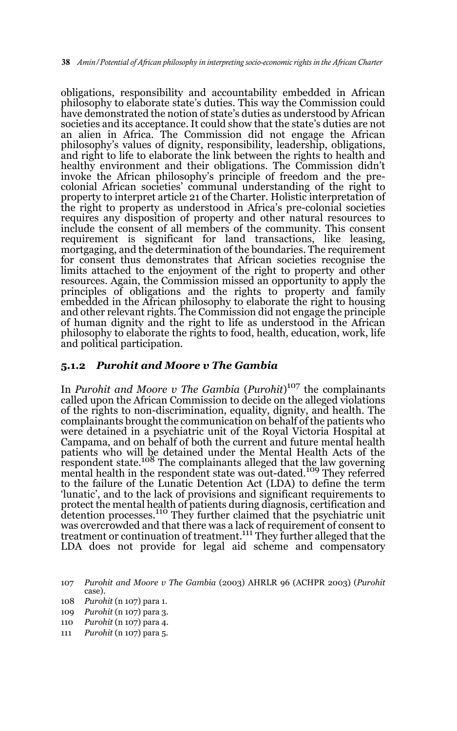obligations, responsibility and accountability embedded in African philosophy to elaborate state's duties. This way the Commission could have demonstrated the notion of state's duties as understood by African societies and its acceptance. It could show that the state's duties are not an alien in Africa. The Commission did not engage the African philosophy's values of dignity, responsibility, leadership, obligations, and right to life to elaborate the link between the rights to health and healthy environment and their obligations. The Commission didn't invoke the African philosophy's principle of freedom and the pre-colonial African societies' communal understanding of the right to property to interpret article 21 of the Charter. Holistic interpretation of the right to property as understood in Africa's pre-colonial societies requires any disposition of property and other natural resources to include the consent of all members of the community. This consent requirement is significant for land transactions, like leasing, mortgaging, and the determination of the boundaries. The requirement for consent thus demonstrates that African societies recognise the limits attached to the enjoyment of the right to property and other resources. Again, the Commission missed an opportunity to apply the principles of obligations and the rights to property and family embedded in the African philosophy to elaborate the right to housing and other relevant rights. The Commission did not engage the principle of human dignity and the right to life as understood in the African philosophy to elaborate the rights to food, health, education, work, life and political participation.

### 5.1.2 *Purohit and Moore v The Gambia*

In *Purohit and Moore v The Gambia* (*Purohit*)[107] the complainants called upon the African Commission to decide on the alleged violations of the rights to non-discrimination, equality, dignity, and health. The complainants brought the communication on behalf of the patients who were detained in a psychiatric unit of the Royal Victoria Hospital at Campama, and on behalf of both the current and future mental health patients who will be detained under the Mental Health Acts of the respondent state.[108] The complainants alleged that the law governing mental health in the respondent state was out-dated.[109] They referred to the failure of the Lunatic Detention Act (LDA) to define the term 'lunatic', and to the lack of provisions and significant requirements to protect the mental health of patients during diagnosis, certification and detention processes.[110] They further claimed that the psychiatric unit was overcrowded and that there was a lack of requirement of consent to treatment or continuation of treatment.[111] They further alleged that the LDA does not provide for legal aid scheme and compensatory

107 *Purohit and Moore v The Gambia* (2003) AHRLR 96 (ACHPR 2003) (*Purohit* case).

108 *Purohit* (n 107) para 1.

109 *Purohit* (n 107) para 3.

110 *Purohit* (n 107) para 4.

111 *Purohit* (n 107) para 5.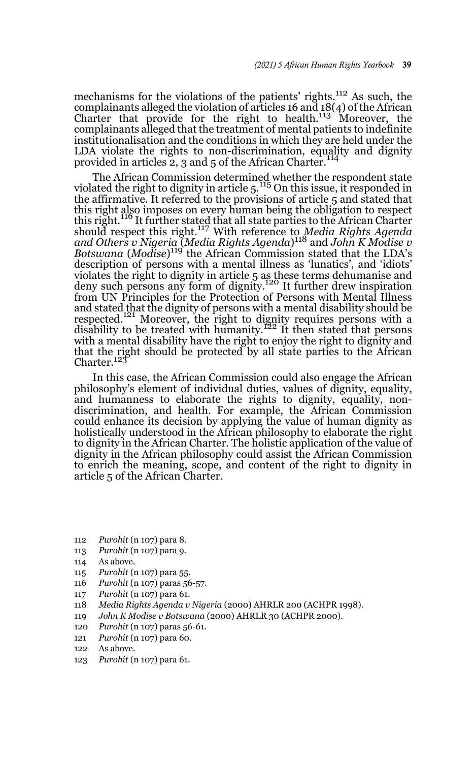mechanisms for the violations of the patients' rights.[112] As such, the complainants alleged the violation of articles 16 and 18(4) of the African Charter that provide for the right to health.[113] Moreover, the complainants alleged that the treatment of mental patients to indefinite institutionalisation and the conditions in which they are held under the LDA violate the rights to non-discrimination, equality and dignity provided in articles 2, 3 and 5 of the African Charter.[114]

The African Commission determined whether the respondent state violated the right to dignity in article 5.[115] On this issue, it responded in the affirmative. It referred to the provisions of article 5 and stated that this right also imposes on every human being the obligation to respect this right.[116] It further stated that all state parties to the African Charter should respect this right.[117] With reference to *Media Rights Agenda and Others v Nigeria* (*Media Rights Agenda*)[118] and *John K Modise v Botswana* (*Modise*)[119] the African Commission stated that the LDA's description of persons with a mental illness as 'lunatics', and 'idiots' violates the right to dignity in article 5 as these terms dehumanise and deny such persons any form of dignity.[120] It further drew inspiration from UN Principles for the Protection of Persons with Mental Illness and stated that the dignity of persons with a mental disability should be respected.[121] Moreover, the right to dignity requires persons with a disability to be treated with humanity.[122] It then stated that persons with a mental disability have the right to enjoy the right to dignity and that the right should be protected by all state parties to the African Charter.[123]

In this case, the African Commission could also engage the African philosophy's element of individual duties, values of dignity, equality, and humanness to elaborate the rights to dignity, equality, non-discrimination, and health. For example, the African Commission could enhance its decision by applying the value of human dignity as holistically understood in the African philosophy to elaborate the right to dignity in the African Charter. The holistic application of the value of dignity in the African philosophy could assist the African Commission to enrich the meaning, scope, and content of the right to dignity in article 5 of the African Charter.

112 *Purohit* (n 107) para 8.
113 *Purohit* (n 107) para 9.
114 As above.
115 *Purohit* (n 107) para 55.
116 *Purohit* (n 107) paras 56-57.
117 *Purohit* (n 107) para 61.
118 *Media Rights Agenda v Nigeria* (2000) AHRLR 200 (ACHPR 1998).
119 *John K Modise v Botswana* (2000) AHRLR 30 (ACHPR 2000).
120 *Purohit* (n 107) paras 56-61.
121 *Purohit* (n 107) para 60.
122 As above.
123 *Purohit* (n 107) para 61.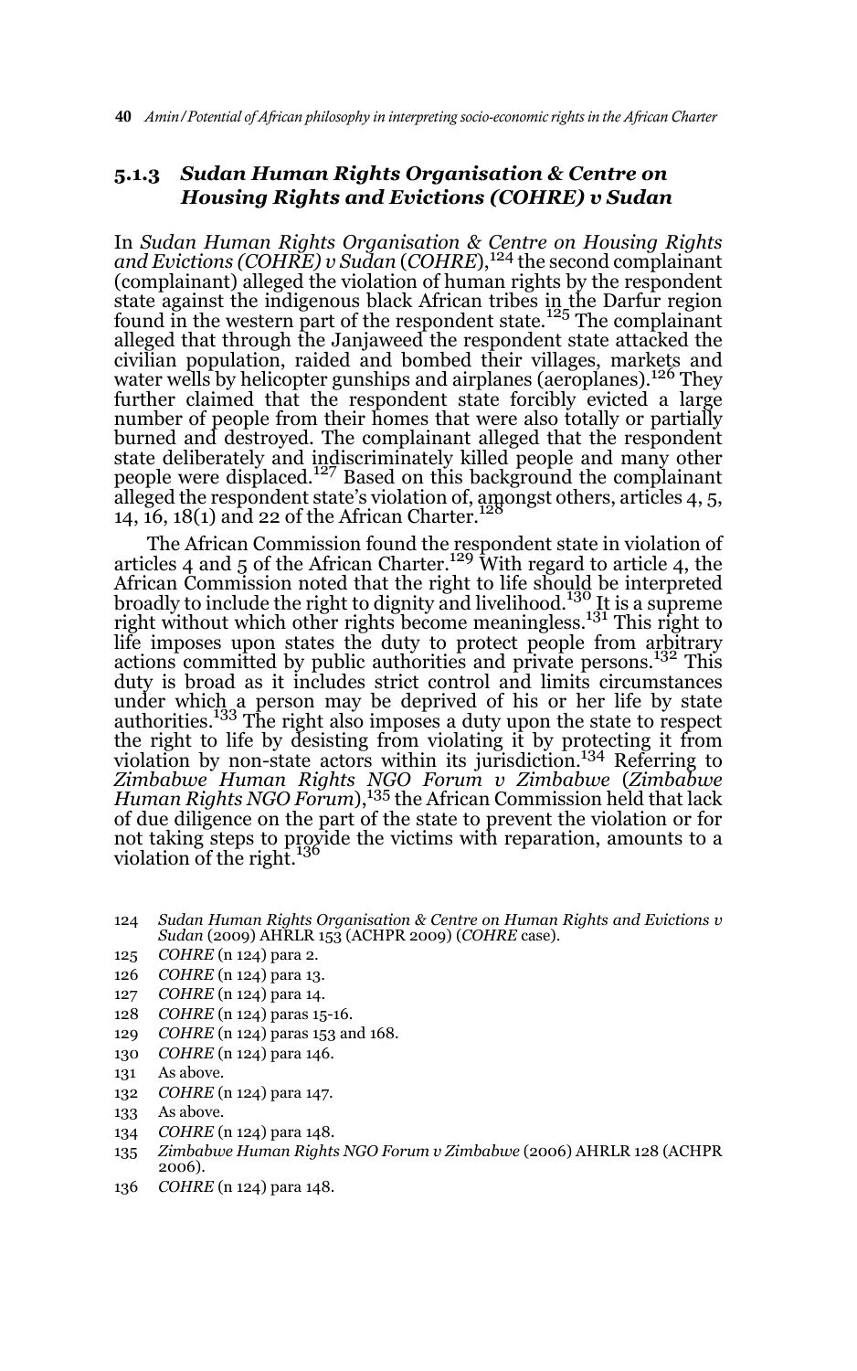### 5.1.3 *Sudan Human Rights Organisation & Centre on Housing Rights and Evictions (COHRE) v Sudan*

In *Sudan Human Rights Organisation & Centre on Housing Rights and Evictions (COHRE) v Sudan* (*COHRE*),[124] the second complainant (complainant) alleged the violation of human rights by the respondent state against the indigenous black African tribes in the Darfur region found in the western part of the respondent state.[125] The complainant alleged that through the Janjaweed the respondent state attacked the civilian population, raided and bombed their villages, markets and water wells by helicopter gunships and airplanes (aeroplanes).[126] They further claimed that the respondent state forcibly evicted a large number of people from their homes that were also totally or partially burned and destroyed. The complainant alleged that the respondent state deliberately and indiscriminately killed people and many other people were displaced.[127] Based on this background the complainant alleged the respondent state's violation of, amongst others, articles 4, 5, 14, 16, 18(1) and 22 of the African Charter.[128]

The African Commission found the respondent state in violation of articles 4 and 5 of the African Charter.[129] With regard to article 4, the African Commission noted that the right to life should be interpreted broadly to include the right to dignity and livelihood.[130] It is a supreme right without which other rights become meaningless.[131] This right to life imposes upon states the duty to protect people from arbitrary actions committed by public authorities and private persons.[132] This duty is broad as it includes strict control and limits circumstances under which a person may be deprived of his or her life by state authorities.[133] The right also imposes a duty upon the state to respect the right to life by desisting from violating it by protecting it from violation by non-state actors within its jurisdiction.[134] Referring to *Zimbabwe Human Rights NGO Forum v Zimbabwe* (*Zimbabwe Human Rights NGO Forum*),[135] the African Commission held that lack of due diligence on the part of the state to prevent the violation or for not taking steps to provide the victims with reparation, amounts to a violation of the right.[136]

124 *Sudan Human Rights Organisation & Centre on Human Rights and Evictions v Sudan* (2009) AHRLR 153 (ACHPR 2009) (*COHRE* case).

125 *COHRE* (n 124) para 2.

126 *COHRE* (n 124) para 13.

127 *COHRE* (n 124) para 14.

128 *COHRE* (n 124) paras 15-16.

129 *COHRE* (n 124) paras 153 and 168.

130 *COHRE* (n 124) para 146.

131 As above.

132 *COHRE* (n 124) para 147.

133 As above.

134 *COHRE* (n 124) para 148.

135 *Zimbabwe Human Rights NGO Forum v Zimbabwe* (2006) AHRLR 128 (ACHPR 2006).

136 *COHRE* (n 124) para 148.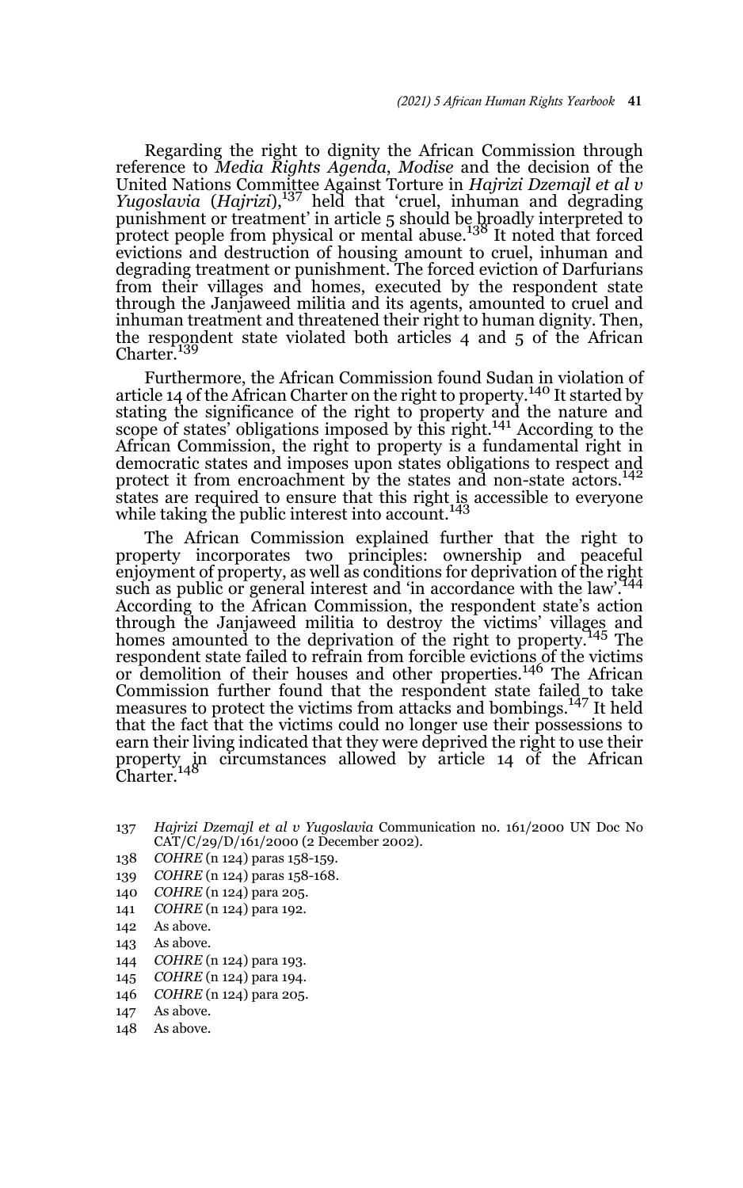Regarding the right to dignity the African Commission through reference to *Media Rights Agenda*, *Modise* and the decision of the United Nations Committee Against Torture in *Hajrizi Dzemajl et al v Yugoslavia* (*Hajrizi*),[137] held that 'cruel, inhuman and degrading punishment or treatment' in article 5 should be broadly interpreted to protect people from physical or mental abuse.[138] It noted that forced evictions and destruction of housing amount to cruel, inhuman and degrading treatment or punishment. The forced eviction of Darfurians from their villages and homes, executed by the respondent state through the Janjaweed militia and its agents, amounted to cruel and inhuman treatment and threatened their right to human dignity. Then, the respondent state violated both articles 4 and 5 of the African Charter.[139]

Furthermore, the African Commission found Sudan in violation of article 14 of the African Charter on the right to property.[140] It started by stating the significance of the right to property and the nature and scope of states' obligations imposed by this right.[141] According to the African Commission, the right to property is a fundamental right in democratic states and imposes upon states obligations to respect and protect it from encroachment by the states and non-state actors.[142] states are required to ensure that this right is accessible to everyone while taking the public interest into account.[143]

The African Commission explained further that the right to property incorporates two principles: ownership and peaceful enjoyment of property, as well as conditions for deprivation of the right such as public or general interest and 'in accordance with the law'.[144] According to the African Commission, the respondent state's action through the Janjaweed militia to destroy the victims' villages and homes amounted to the deprivation of the right to property.[145] The respondent state failed to refrain from forcible evictions of the victims or demolition of their houses and other properties.[146] The African Commission further found that the respondent state failed to take measures to protect the victims from attacks and bombings.[147] It held that the fact that the victims could no longer use their possessions to earn their living indicated that they were deprived the right to use their property in circumstances allowed by article 14 of the African Charter.[148]

137 *Hajrizi Dzemajl et al v Yugoslavia* Communication no. 161/2000 UN Doc No CAT/C/29/D/161/2000 (2 December 2002).

138 *COHRE* (n 124) paras 158-159.

139 *COHRE* (n 124) paras 158-168.

140 *COHRE* (n 124) para 205.

141 *COHRE* (n 124) para 192.

142 As above.

143 As above.

144 *COHRE* (n 124) para 193.

145 *COHRE* (n 124) para 194.

146 *COHRE* (n 124) para 205.

147 As above.

148 As above.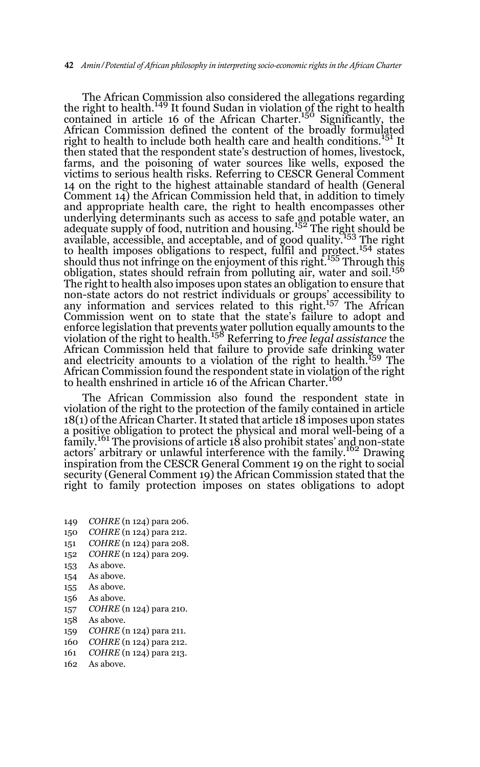The African Commission also considered the allegations regarding the right to health.[149] It found Sudan in violation of the right to health contained in article 16 of the African Charter.[150] Significantly, the African Commission defined the content of the broadly formulated right to health to include both health care and health conditions.[151] It then stated that the respondent state's destruction of homes, livestock, farms, and the poisoning of water sources like wells, exposed the victims to serious health risks. Referring to CESCR General Comment 14 on the right to the highest attainable standard of health (General Comment 14) the African Commission held that, in addition to timely and appropriate health care, the right to health encompasses other underlying determinants such as access to safe and potable water, an adequate supply of food, nutrition and housing.[152] The right should be available, accessible, and acceptable, and of good quality.[153] The right to health imposes obligations to respect, fulfil and protect.[154] states should thus not infringe on the enjoyment of this right.[155] Through this obligation, states should refrain from polluting air, water and soil.[156] The right to health also imposes upon states an obligation to ensure that non-state actors do not restrict individuals or groups' accessibility to any information and services related to this right.[157] The African Commission went on to state that the state's failure to adopt and enforce legislation that prevents water pollution equally amounts to the violation of the right to health.[158] Referring to *free legal assistance* the African Commission held that failure to provide safe drinking water and electricity amounts to a violation of the right to health.[159] The African Commission found the respondent state in violation of the right to health enshrined in article 16 of the African Charter.[160]

The African Commission also found the respondent state in violation of the right to the protection of the family contained in article 18(1) of the African Charter. It stated that article 18 imposes upon states a positive obligation to protect the physical and moral well-being of a family.[161] The provisions of article 18 also prohibit states' and non-state actors' arbitrary or unlawful interference with the family.[162] Drawing inspiration from the CESCR General Comment 19 on the right to social security (General Comment 19) the African Commission stated that the right to family protection imposes on states obligations to adopt

149 *COHRE* (n 124) para 206.
150 *COHRE* (n 124) para 212.
151 *COHRE* (n 124) para 208.
152 *COHRE* (n 124) para 209.
153 As above.
154 As above.
155 As above.
156 As above.
157 *COHRE* (n 124) para 210.
158 As above.
159 *COHRE* (n 124) para 211.
160 *COHRE* (n 124) para 212.
161 *COHRE* (n 124) para 213.
162 As above.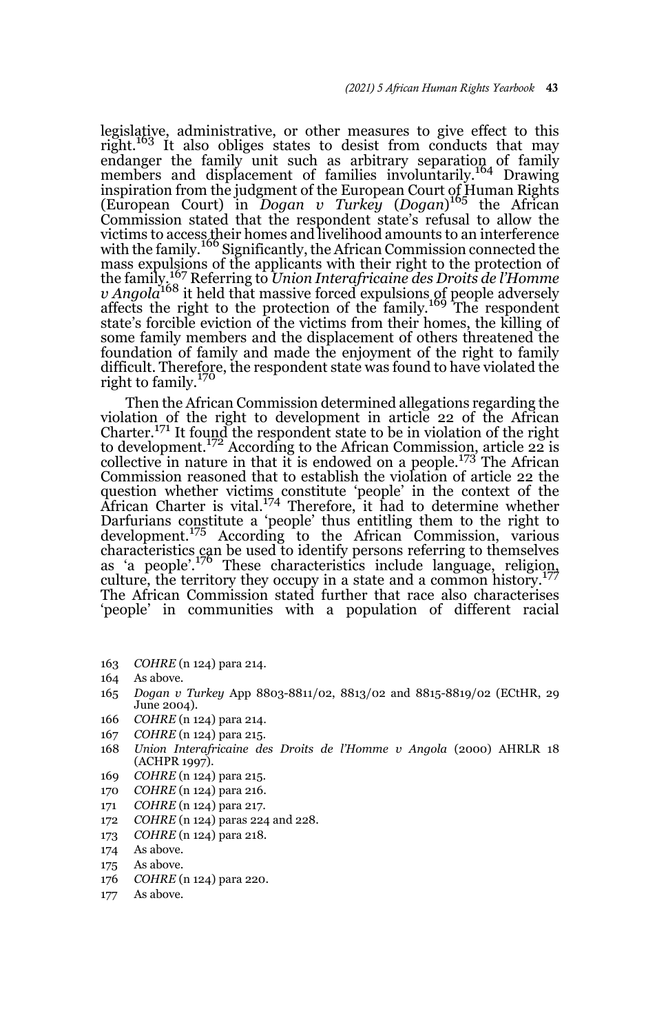legislative, administrative, or other measures to give effect to this right.[163] It also obliges states to desist from conducts that may endanger the family unit such as arbitrary separation of family members and displacement of families involuntarily.[164] Drawing inspiration from the judgment of the European Court of Human Rights (European Court) in *Dogan v Turkey* (*Dogan*)[165] the African Commission stated that the respondent state's refusal to allow the victims to access their homes and livelihood amounts to an interference with the family.[166] Significantly, the African Commission connected the mass expulsions of the applicants with their right to the protection of the family.[167] Referring to *Union Interafricaine des Droits de l'Homme v Angola*[168] it held that massive forced expulsions of people adversely affects the right to the protection of the family.[169] The respondent state's forcible eviction of the victims from their homes, the killing of some family members and the displacement of others threatened the foundation of family and made the enjoyment of the right to family difficult. Therefore, the respondent state was found to have violated the right to family.[170]

Then the African Commission determined allegations regarding the violation of the right to development in article 22 of the African Charter.[171] It found the respondent state to be in violation of the right to development.[172] According to the African Commission, article 22 is collective in nature in that it is endowed on a people.[173] The African Commission reasoned that to establish the violation of article 22 the question whether victims constitute 'people' in the context of the African Charter is vital.[174] Therefore, it had to determine whether Darfurians constitute a 'people' thus entitling them to the right to development.[175] According to the African Commission, various characteristics can be used to identify persons referring to themselves as 'a people'.[176] These characteristics include language, religion, culture, the territory they occupy in a state and a common history.[177] The African Commission stated further that race also characterises 'people' in communities with a population of different racial

163 *COHRE* (n 124) para 214.

164 As above.

165 *Dogan v Turkey* App 8803-8811/02, 8813/02 and 8815-8819/02 (ECtHR, 29 June 2004).

166 *COHRE* (n 124) para 214.

167 *COHRE* (n 124) para 215.

168 *Union Interafricaine des Droits de l'Homme v Angola* (2000) AHRLR 18 (ACHPR 1997).

169 *COHRE* (n 124) para 215.

170 *COHRE* (n 124) para 216.

171 *COHRE* (n 124) para 217.

172 *COHRE* (n 124) paras 224 and 228.

173 *COHRE* (n 124) para 218.

174 As above.

175 As above.

176 *COHRE* (n 124) para 220.

177 As above.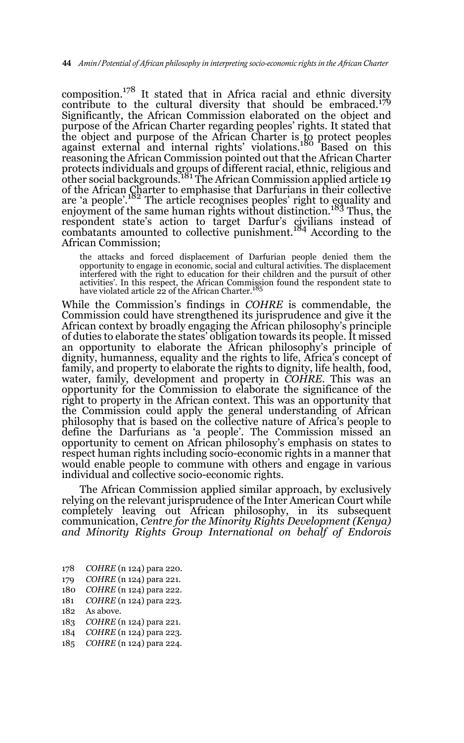composition.[178] It stated that in Africa racial and ethnic diversity contribute to the cultural diversity that should be embraced.[179] Significantly, the African Commission elaborated on the object and purpose of the African Charter regarding peoples' rights. It stated that the object and purpose of the African Charter is to protect peoples against external and internal rights' violations.[180] Based on this reasoning the African Commission pointed out that the African Charter protects individuals and groups of different racial, ethnic, religious and other social backgrounds.[181] The African Commission applied article 19 of the African Charter to emphasise that Darfurians in their collective are 'a people'.[182] The article recognises peoples' right to equality and enjoyment of the same human rights without distinction.[183] Thus, the respondent state's action to target Darfur's civilians instead of combatants amounted to collective punishment.[184] According to the African Commission;

> the attacks and forced displacement of Darfurian people denied them the opportunity to engage in economic, social and cultural activities. The displacement interfered with the right to education for their children and the pursuit of other activities'. In this respect, the African Commission found the respondent state to have violated article 22 of the African Charter.[185]

While the Commission's findings in *COHRE* is commendable, the Commission could have strengthened its jurisprudence and give it the African context by broadly engaging the African philosophy's principle of duties to elaborate the states' obligation towards its people. It missed an opportunity to elaborate the African philosophy's principle of dignity, humanness, equality and the rights to life, Africa's concept of family, and property to elaborate the rights to dignity, life health, food, water, family, development and property in *COHRE*. This was an opportunity for the Commission to elaborate the significance of the right to property in the African context. This was an opportunity that the Commission could apply the general understanding of African philosophy that is based on the collective nature of Africa's people to define the Darfurians as 'a people'. The Commission missed an opportunity to cement on African philosophy's emphasis on states to respect human rights including socio-economic rights in a manner that would enable people to commune with others and engage in various individual and collective socio-economic rights.

The African Commission applied similar approach, by exclusively relying on the relevant jurisprudence of the Inter American Court while completely leaving out African philosophy, in its subsequent communication, *Centre for the Minority Rights Development (Kenya) and Minority Rights Group International on behalf of Endorois*

178 *COHRE* (n 124) para 220.
179 *COHRE* (n 124) para 221.
180 *COHRE* (n 124) para 222.
181 *COHRE* (n 124) para 223.
182 As above.
183 *COHRE* (n 124) para 221.
184 *COHRE* (n 124) para 223.
185 *COHRE* (n 124) para 224.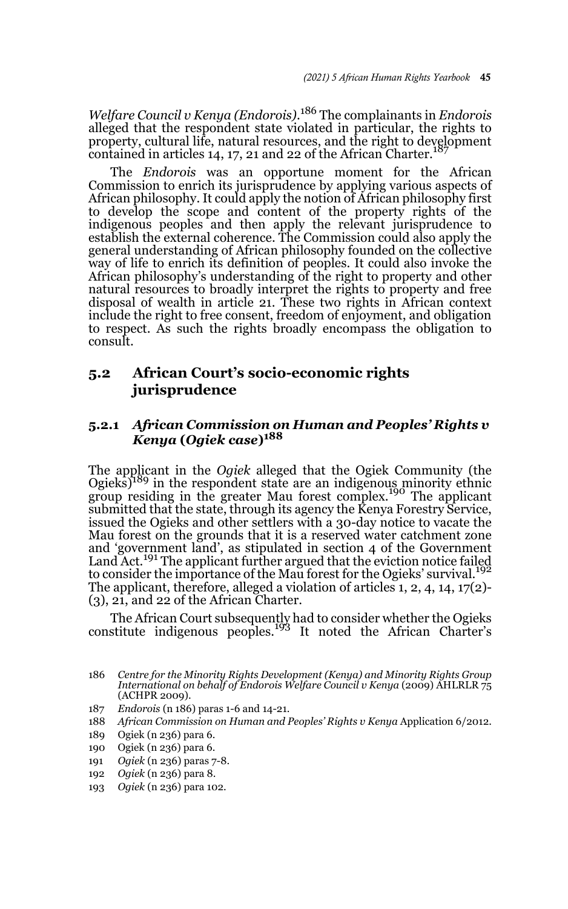*Welfare Council v Kenya (Endorois)*.[186] The complainants in *Endorois* alleged that the respondent state violated in particular, the rights to property, cultural life, natural resources, and the right to development contained in articles 14, 17, 21 and 22 of the African Charter.[187]

The *Endorois* was an opportune moment for the African Commission to enrich its jurisprudence by applying various aspects of African philosophy. It could apply the notion of African philosophy first to develop the scope and content of the property rights of the indigenous peoples and then apply the relevant jurisprudence to establish the external coherence. The Commission could also apply the general understanding of African philosophy founded on the collective way of life to enrich its definition of peoples. It could also invoke the African philosophy's understanding of the right to property and other natural resources to broadly interpret the rights to property and free disposal of wealth in article 21. These two rights in African context include the right to free consent, freedom of enjoyment, and obligation to respect. As such the rights broadly encompass the obligation to consult.

## 5.2 African Court's socio-economic rights jurisprudence

### 5.2.1 *African Commission on Human and Peoples' Rights v Kenya* (*Ogiek case*)[188]

The applicant in the *Ogiek* alleged that the Ogiek Community (the Ogieks)[189] in the respondent state are an indigenous minority ethnic group residing in the greater Mau forest complex.[190] The applicant submitted that the state, through its agency the Kenya Forestry Service, issued the Ogieks and other settlers with a 30-day notice to vacate the Mau forest on the grounds that it is a reserved water catchment zone and 'government land', as stipulated in section 4 of the Government Land Act.[191] The applicant further argued that the eviction notice failed to consider the importance of the Mau forest for the Ogieks' survival.[192] The applicant, therefore, alleged a violation of articles 1, 2, 4, 14, 17(2)-(3), 21, and 22 of the African Charter.

The African Court subsequently had to consider whether the Ogieks constitute indigenous peoples.[193] It noted the African Charter's

---

186 *Centre for the Minority Rights Development (Kenya) and Minority Rights Group International on behalf of Endorois Welfare Council v Kenya* (2009) AHLRLR 75 (ACHPR 2009).

187 *Endorois* (n 186) paras 1-6 and 14-21.

188 *African Commission on Human and Peoples' Rights v Kenya* Application 6/2012.

189 Ogiek (n 236) para 6.

190 Ogiek (n 236) para 6.

191 *Ogiek* (n 236) paras 7-8.

192 *Ogiek* (n 236) para 8.

193 *Ogiek* (n 236) para 102.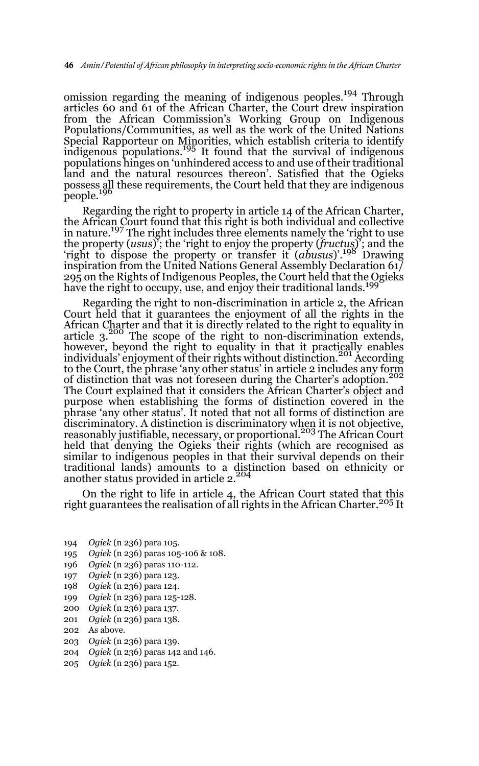omission regarding the meaning of indigenous peoples.[194] Through articles 60 and 61 of the African Charter, the Court drew inspiration from the African Commission's Working Group on Indigenous Populations/Communities, as well as the work of the United Nations Special Rapporteur on Minorities, which establish criteria to identify indigenous populations.[195] It found that the survival of indigenous populations hinges on 'unhindered access to and use of their traditional land and the natural resources thereon'. Satisfied that the Ogieks possess all these requirements, the Court held that they are indigenous people.[196]

Regarding the right to property in article 14 of the African Charter, the African Court found that this right is both individual and collective in nature.[197] The right includes three elements namely the 'right to use the property (*usus*)'; the 'right to enjoy the property (*fructus*)'; and the 'right to dispose the property or transfer it (*abusus*)'.[198] Drawing inspiration from the United Nations General Assembly Declaration 61/295 on the Rights of Indigenous Peoples, the Court held that the Ogieks have the right to occupy, use, and enjoy their traditional lands.[199]

Regarding the right to non-discrimination in article 2, the African Court held that it guarantees the enjoyment of all the rights in the African Charter and that it is directly related to the right to equality in article 3.[200] The scope of the right to non-discrimination extends, however, beyond the right to equality in that it practically enables individuals' enjoyment of their rights without distinction.[201] According to the Court, the phrase 'any other status' in article 2 includes any form of distinction that was not foreseen during the Charter's adoption.[202] The Court explained that it considers the African Charter's object and purpose when establishing the forms of distinction covered in the phrase 'any other status'. It noted that not all forms of distinction are discriminatory. A distinction is discriminatory when it is not objective, reasonably justifiable, necessary, or proportional.[203] The African Court held that denying the Ogieks their rights (which are recognised as similar to indigenous peoples in that their survival depends on their traditional lands) amounts to a distinction based on ethnicity or another status provided in article 2.[204]

On the right to life in article 4, the African Court stated that this right guarantees the realisation of all rights in the African Charter.[205] It

194 *Ogiek* (n 236) para 105.
195 *Ogiek* (n 236) paras 105-106 & 108.
196 *Ogiek* (n 236) paras 110-112.
197 *Ogiek* (n 236) para 123.
198 *Ogiek* (n 236) para 124.
199 *Ogiek* (n 236) para 125-128.
200 *Ogiek* (n 236) para 137.
201 *Ogiek* (n 236) para 138.
202 As above.
203 *Ogiek* (n 236) para 139.
204 *Ogiek* (n 236) paras 142 and 146.
205 *Ogiek* (n 236) para 152.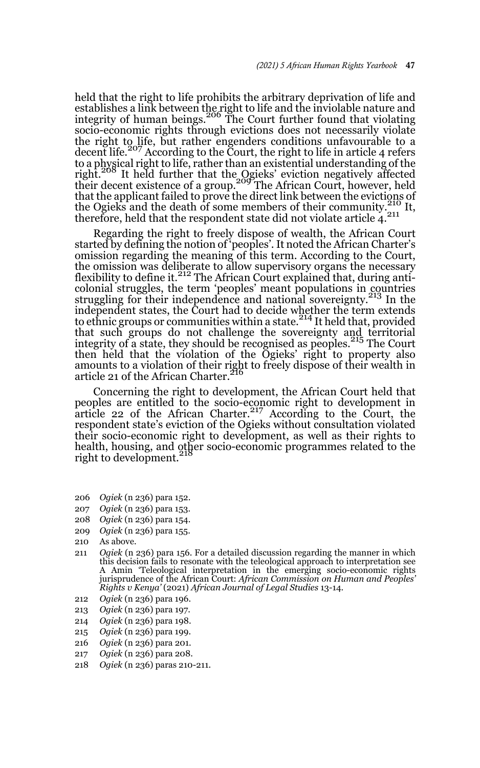held that the right to life prohibits the arbitrary deprivation of life and establishes a link between the right to life and the inviolable nature and integrity of human beings.[206] The Court further found that violating socio-economic rights through evictions does not necessarily violate the right to life, but rather engenders conditions unfavourable to a decent life.[207] According to the Court, the right to life in article 4 refers to a physical right to life, rather than an existential understanding of the right.[208] It held further that the Ogieks' eviction negatively affected their decent existence of a group.[209] The African Court, however, held that the applicant failed to prove the direct link between the evictions of the Ogieks and the death of some members of their community.[210] It, therefore, held that the respondent state did not violate article 4.[211]

Regarding the right to freely dispose of wealth, the African Court started by defining the notion of 'peoples'. It noted the African Charter's omission regarding the meaning of this term. According to the Court, the omission was deliberate to allow supervisory organs the necessary flexibility to define it.[212] The African Court explained that, during anti-colonial struggles, the term 'peoples' meant populations in countries struggling for their independence and national sovereignty.[213] In the independent states, the Court had to decide whether the term extends to ethnic groups or communities within a state.[214] It held that, provided that such groups do not challenge the sovereignty and territorial integrity of a state, they should be recognised as peoples.[215] The Court then held that the violation of the Ogieks' right to property also amounts to a violation of their right to freely dispose of their wealth in article 21 of the African Charter.[216]

Concerning the right to development, the African Court held that peoples are entitled to the socio-economic right to development in article 22 of the African Charter.[217] According to the Court, the respondent state's eviction of the Ogieks without consultation violated their socio-economic right to development, as well as their rights to health, housing, and other socio-economic programmes related to the right to development.[218]

206 *Ogiek* (n 236) para 152.

207 *Ogiek* (n 236) para 153.

208 *Ogiek* (n 236) para 154.

209 *Ogiek* (n 236) para 155.

210 As above.

211 *Ogiek* (n 236) para 156. For a detailed discussion regarding the manner in which this decision fails to resonate with the teleological approach to interpretation see A Amin 'Teleological interpretation in the emerging socio-economic rights jurisprudence of the African Court: *African Commission on Human and Peoples' Rights v Kenya*' (2021) *African Journal of Legal Studies* 13-14.

212 *Ogiek* (n 236) para 196.

213 *Ogiek* (n 236) para 197.

214 *Ogiek* (n 236) para 198.

215 *Ogiek* (n 236) para 199.

216 *Ogiek* (n 236) para 201.

217 *Ogiek* (n 236) para 208.

218 *Ogiek* (n 236) paras 210-211.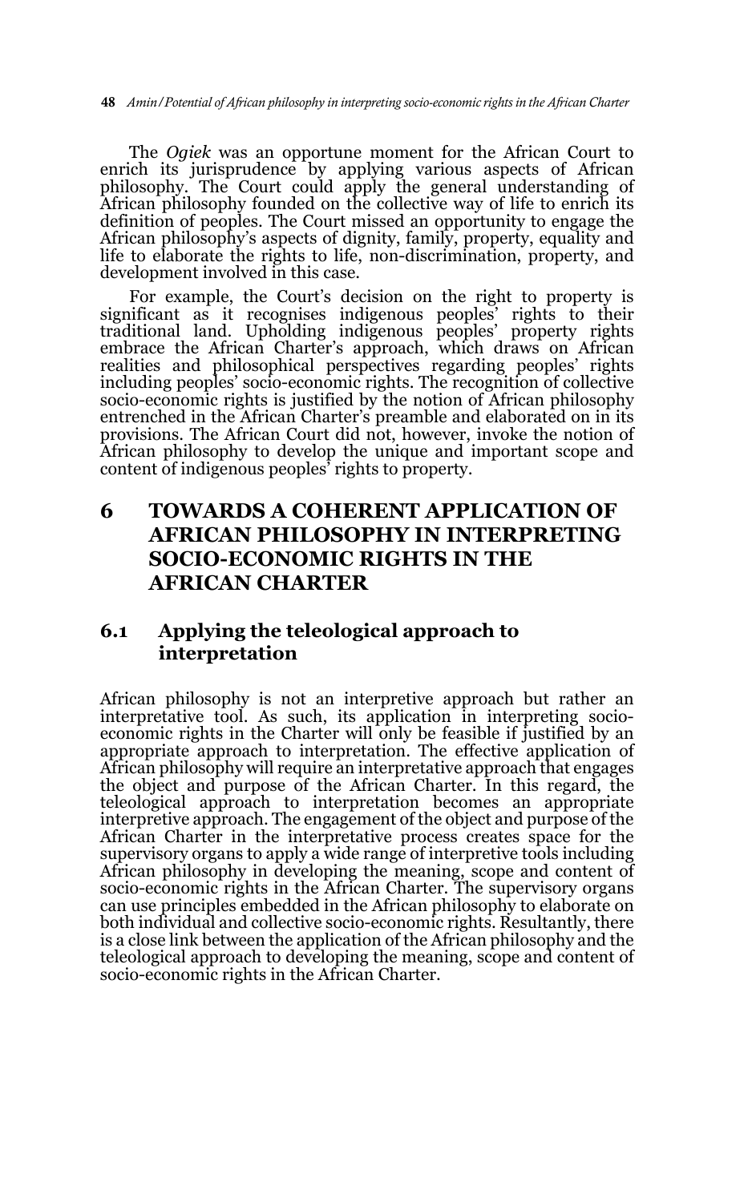The *Ogiek* was an opportune moment for the African Court to enrich its jurisprudence by applying various aspects of African philosophy. The Court could apply the general understanding of African philosophy founded on the collective way of life to enrich its definition of peoples. The Court missed an opportunity to engage the African philosophy's aspects of dignity, family, property, equality and life to elaborate the rights to life, non-discrimination, property, and development involved in this case.

For example, the Court's decision on the right to property is significant as it recognises indigenous peoples' rights to their traditional land. Upholding indigenous peoples' property rights embrace the African Charter's approach, which draws on African realities and philosophical perspectives regarding peoples' rights including peoples' socio-economic rights. The recognition of collective socio-economic rights is justified by the notion of African philosophy entrenched in the African Charter's preamble and elaborated on in its provisions. The African Court did not, however, invoke the notion of African philosophy to develop the unique and important scope and content of indigenous peoples' rights to property.

## 6 TOWARDS A COHERENT APPLICATION OF AFRICAN PHILOSOPHY IN INTERPRETING SOCIO-ECONOMIC RIGHTS IN THE AFRICAN CHARTER

### 6.1 Applying the teleological approach to interpretation

African philosophy is not an interpretive approach but rather an interpretative tool. As such, its application in interpreting socio-economic rights in the Charter will only be feasible if justified by an appropriate approach to interpretation. The effective application of African philosophy will require an interpretative approach that engages the object and purpose of the African Charter. In this regard, the teleological approach to interpretation becomes an appropriate interpretive approach. The engagement of the object and purpose of the African Charter in the interpretative process creates space for the supervisory organs to apply a wide range of interpretive tools including African philosophy in developing the meaning, scope and content of socio-economic rights in the African Charter. The supervisory organs can use principles embedded in the African philosophy to elaborate on both individual and collective socio-economic rights. Resultantly, there is a close link between the application of the African philosophy and the teleological approach to developing the meaning, scope and content of socio-economic rights in the African Charter.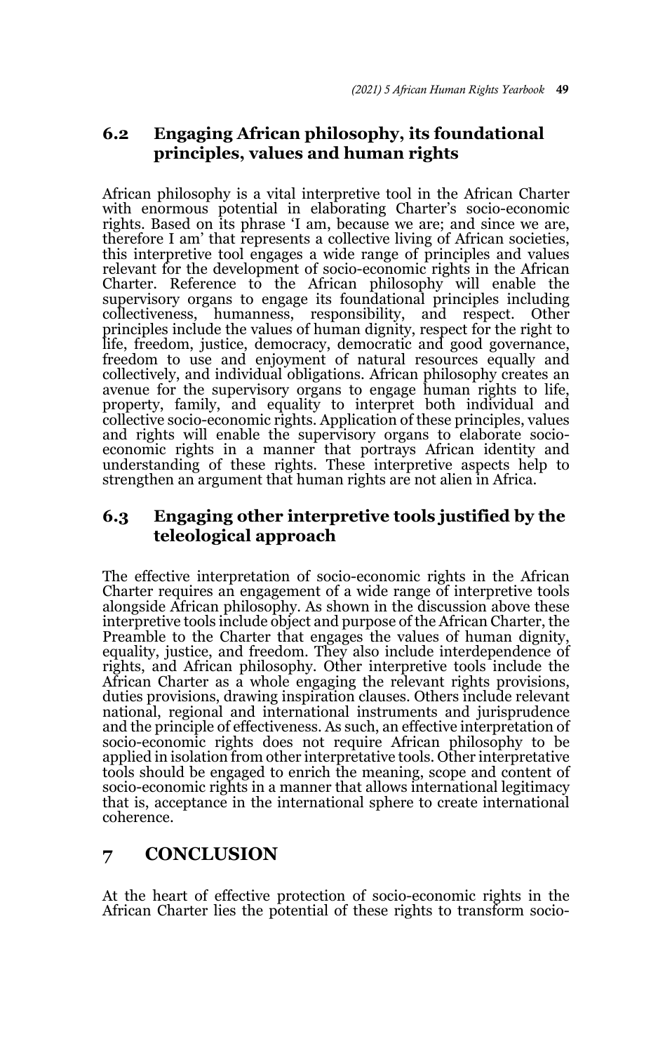## 6.2 Engaging African philosophy, its foundational principles, values and human rights

African philosophy is a vital interpretive tool in the African Charter with enormous potential in elaborating Charter's socio-economic rights. Based on its phrase 'I am, because we are; and since we are, therefore I am' that represents a collective living of African societies, this interpretive tool engages a wide range of principles and values relevant for the development of socio-economic rights in the African Charter. Reference to the African philosophy will enable the supervisory organs to engage its foundational principles including collectiveness, humanness, responsibility, and respect. Other principles include the values of human dignity, respect for the right to life, freedom, justice, democracy, democratic and good governance, freedom to use and enjoyment of natural resources equally and collectively, and individual obligations. African philosophy creates an avenue for the supervisory organs to engage human rights to life, property, family, and equality to interpret both individual and collective socio-economic rights. Application of these principles, values and rights will enable the supervisory organs to elaborate socio-economic rights in a manner that portrays African identity and understanding of these rights. These interpretive aspects help to strengthen an argument that human rights are not alien in Africa.

## 6.3 Engaging other interpretive tools justified by the teleological approach

The effective interpretation of socio-economic rights in the African Charter requires an engagement of a wide range of interpretive tools alongside African philosophy. As shown in the discussion above these interpretive tools include object and purpose of the African Charter, the Preamble to the Charter that engages the values of human dignity, equality, justice, and freedom. They also include interdependence of rights, and African philosophy. Other interpretive tools include the African Charter as a whole engaging the relevant rights provisions, duties provisions, drawing inspiration clauses. Others include relevant national, regional and international instruments and jurisprudence and the principle of effectiveness. As such, an effective interpretation of socio-economic rights does not require African philosophy to be applied in isolation from other interpretative tools. Other interpretative tools should be engaged to enrich the meaning, scope and content of socio-economic rights in a manner that allows international legitimacy that is, acceptance in the international sphere to create international coherence.

# 7 CONCLUSION

At the heart of effective protection of socio-economic rights in the African Charter lies the potential of these rights to transform socio-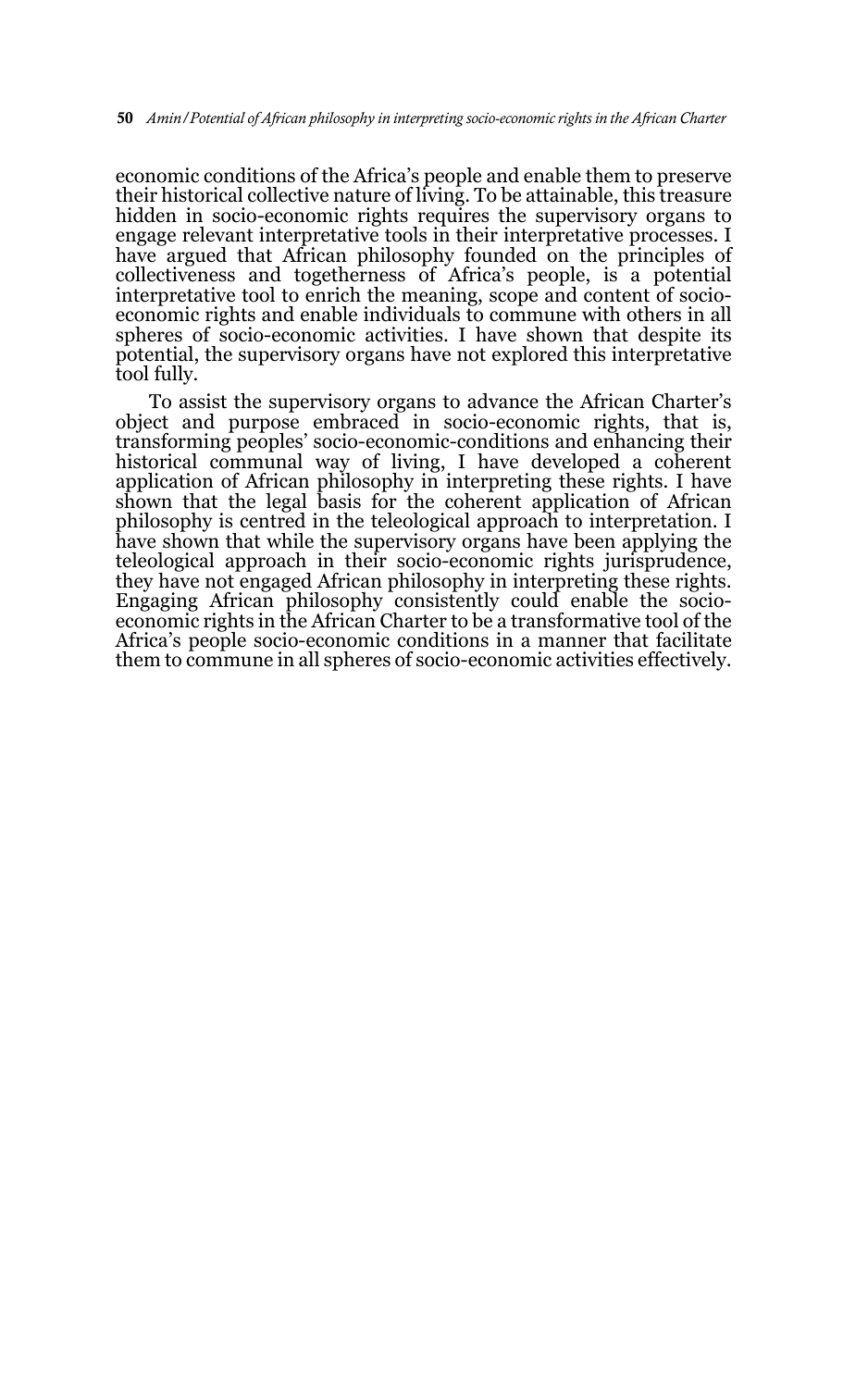economic conditions of the Africa's people and enable them to preserve their historical collective nature of living. To be attainable, this treasure hidden in socio-economic rights requires the supervisory organs to engage relevant interpretative tools in their interpretative processes. I have argued that African philosophy founded on the principles of collectiveness and togetherness of Africa's people, is a potential interpretative tool to enrich the meaning, scope and content of socio-economic rights and enable individuals to commune with others in all spheres of socio-economic activities. I have shown that despite its potential, the supervisory organs have not explored this interpretative tool fully.

To assist the supervisory organs to advance the African Charter's object and purpose embraced in socio-economic rights, that is, transforming peoples' socio-economic-conditions and enhancing their historical communal way of living, I have developed a coherent application of African philosophy in interpreting these rights. I have shown that the legal basis for the coherent application of African philosophy is centred in the teleological approach to interpretation. I have shown that while the supervisory organs have been applying the teleological approach in their socio-economic rights jurisprudence, they have not engaged African philosophy in interpreting these rights. Engaging African philosophy consistently could enable the socio-economic rights in the African Charter to be a transformative tool of the Africa's people socio-economic conditions in a manner that facilitate them to commune in all spheres of socio-economic activities effectively.